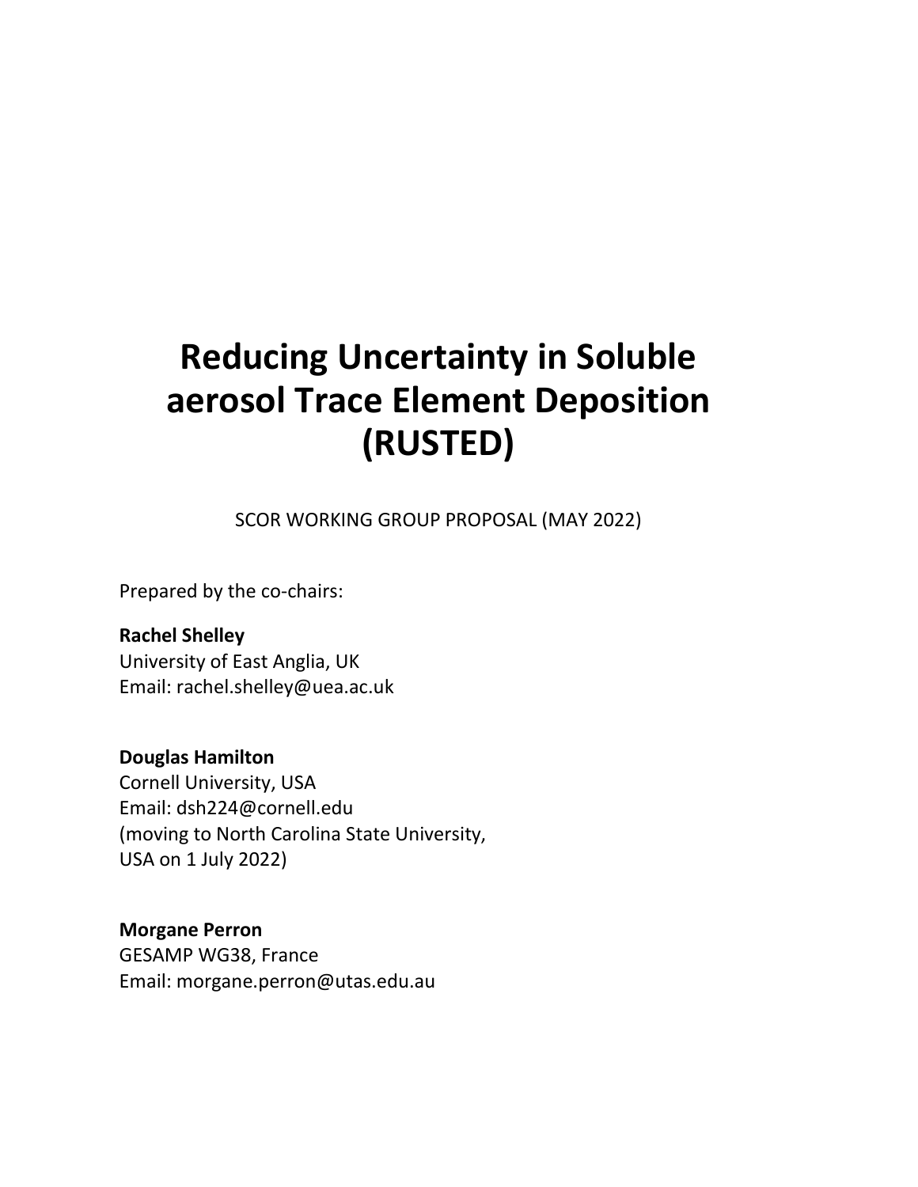# Reducing Uncertainty in Soluble aerosol Trace Element Deposition (RUSTED)

SCOR WORKING GROUP PROPOSAL (MAY 2022)

Prepared by the co-chairs:

**Rachel Shelley**
University of East Anglia, UK
Email: rachel.shelley@uea.ac.uk

**Douglas Hamilton**
Cornell University, USA
Email: dsh224@cornell.edu
(moving to North Carolina State University, USA on 1 July 2022)

**Morgane Perron**
GESAMP WG38, France
Email: morgane.perron@utas.edu.au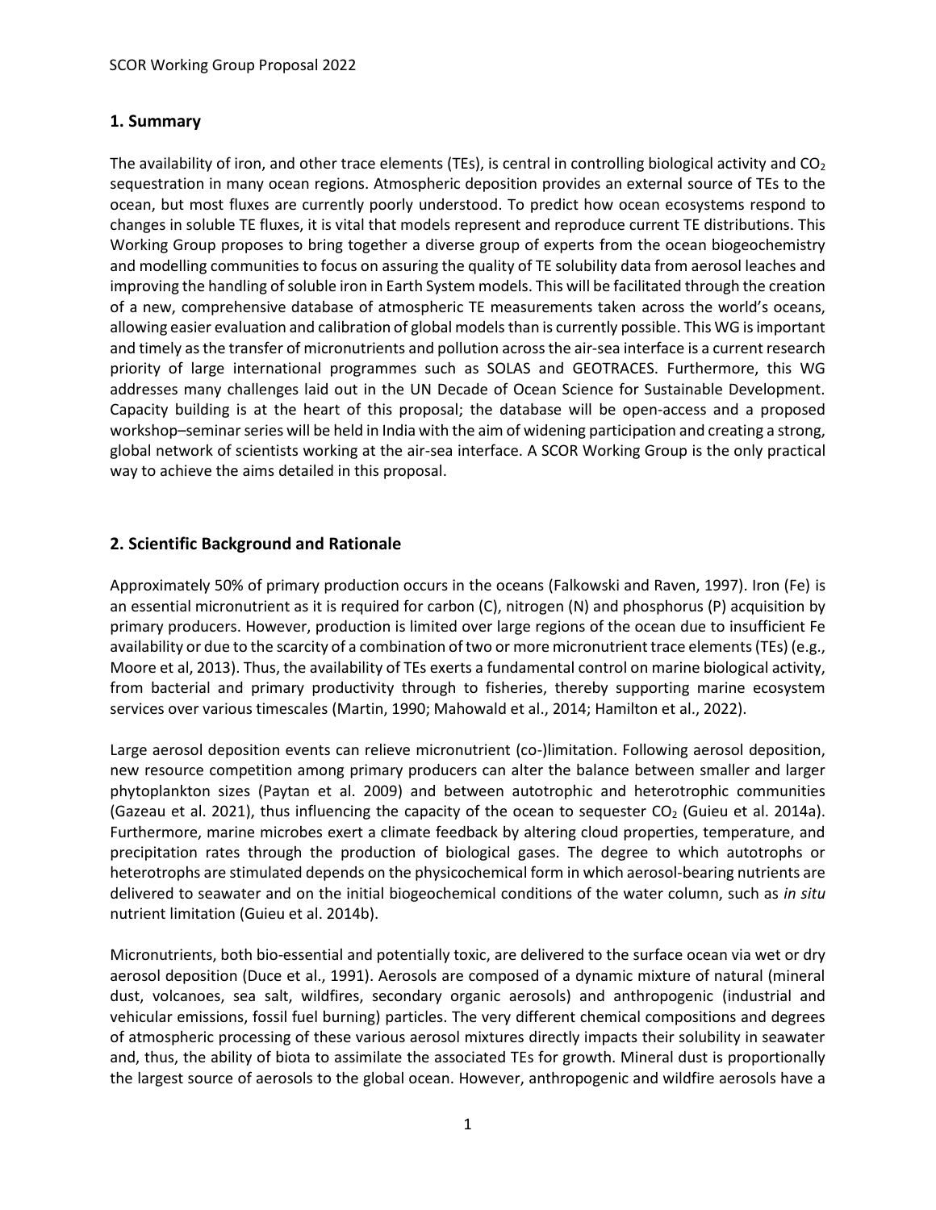## 1. Summary

The availability of iron, and other trace elements (TEs), is central in controlling biological activity and $CO_2$ sequestration in many ocean regions. Atmospheric deposition provides an external source of TEs to the ocean, but most fluxes are currently poorly understood. To predict how ocean ecosystems respond to changes in soluble TE fluxes, it is vital that models represent and reproduce current TE distributions. This Working Group proposes to bring together a diverse group of experts from the ocean biogeochemistry and modelling communities to focus on assuring the quality of TE solubility data from aerosol leaches and improving the handling of soluble iron in Earth System models. This will be facilitated through the creation of a new, comprehensive database of atmospheric TE measurements taken across the world's oceans, allowing easier evaluation and calibration of global models than is currently possible. This WG is important and timely as the transfer of micronutrients and pollution across the air-sea interface is a current research priority of large international programmes such as SOLAS and GEOTRACES. Furthermore, this WG addresses many challenges laid out in the UN Decade of Ocean Science for Sustainable Development. Capacity building is at the heart of this proposal; the database will be open-access and a proposed workshop–seminar series will be held in India with the aim of widening participation and creating a strong, global network of scientists working at the air-sea interface. A SCOR Working Group is the only practical way to achieve the aims detailed in this proposal.

## 2. Scientific Background and Rationale

Approximately 50% of primary production occurs in the oceans (Falkowski and Raven, 1997). Iron (Fe) is an essential micronutrient as it is required for carbon (C), nitrogen (N) and phosphorus (P) acquisition by primary producers. However, production is limited over large regions of the ocean due to insufficient Fe availability or due to the scarcity of a combination of two or more micronutrient trace elements (TEs) (e.g., Moore et al, 2013). Thus, the availability of TEs exerts a fundamental control on marine biological activity, from bacterial and primary productivity through to fisheries, thereby supporting marine ecosystem services over various timescales (Martin, 1990; Mahowald et al., 2014; Hamilton et al., 2022).

Large aerosol deposition events can relieve micronutrient (co-)limitation. Following aerosol deposition, new resource competition among primary producers can alter the balance between smaller and larger phytoplankton sizes (Paytan et al. 2009) and between autotrophic and heterotrophic communities (Gazeau et al. 2021), thus influencing the capacity of the ocean to sequester $CO_2$ (Guieu et al. 2014a). Furthermore, marine microbes exert a climate feedback by altering cloud properties, temperature, and precipitation rates through the production of biological gases. The degree to which autotrophs or heterotrophs are stimulated depends on the physicochemical form in which aerosol-bearing nutrients are delivered to seawater and on the initial biogeochemical conditions of the water column, such as *in situ* nutrient limitation (Guieu et al. 2014b).

Micronutrients, both bio-essential and potentially toxic, are delivered to the surface ocean via wet or dry aerosol deposition (Duce et al., 1991). Aerosols are composed of a dynamic mixture of natural (mineral dust, volcanoes, sea salt, wildfires, secondary organic aerosols) and anthropogenic (industrial and vehicular emissions, fossil fuel burning) particles. The very different chemical compositions and degrees of atmospheric processing of these various aerosol mixtures directly impacts their solubility in seawater and, thus, the ability of biota to assimilate the associated TEs for growth. Mineral dust is proportionally the largest source of aerosols to the global ocean. However, anthropogenic and wildfire aerosols have a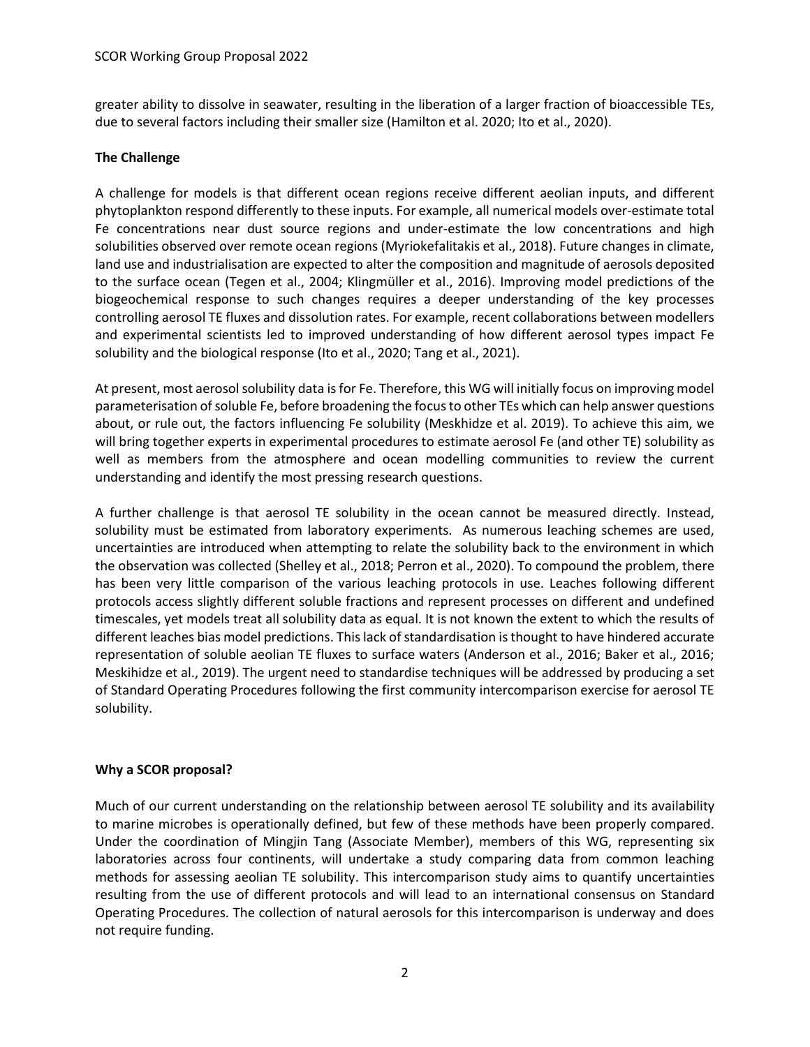greater ability to dissolve in seawater, resulting in the liberation of a larger fraction of bioaccessible TEs, due to several factors including their smaller size (Hamilton et al. 2020; Ito et al., 2020).

**The Challenge**

A challenge for models is that different ocean regions receive different aeolian inputs, and different phytoplankton respond differently to these inputs. For example, all numerical models over-estimate total Fe concentrations near dust source regions and under-estimate the low concentrations and high solubilities observed over remote ocean regions (Myriokefalitakis et al., 2018). Future changes in climate, land use and industrialisation are expected to alter the composition and magnitude of aerosols deposited to the surface ocean (Tegen et al., 2004; Klingmüller et al., 2016). Improving model predictions of the biogeochemical response to such changes requires a deeper understanding of the key processes controlling aerosol TE fluxes and dissolution rates. For example, recent collaborations between modellers and experimental scientists led to improved understanding of how different aerosol types impact Fe solubility and the biological response (Ito et al., 2020; Tang et al., 2021).

At present, most aerosol solubility data is for Fe. Therefore, this WG will initially focus on improving model parameterisation of soluble Fe, before broadening the focus to other TEs which can help answer questions about, or rule out, the factors influencing Fe solubility (Meskhidze et al. 2019). To achieve this aim, we will bring together experts in experimental procedures to estimate aerosol Fe (and other TE) solubility as well as members from the atmosphere and ocean modelling communities to review the current understanding and identify the most pressing research questions.

A further challenge is that aerosol TE solubility in the ocean cannot be measured directly. Instead, solubility must be estimated from laboratory experiments. As numerous leaching schemes are used, uncertainties are introduced when attempting to relate the solubility back to the environment in which the observation was collected (Shelley et al., 2018; Perron et al., 2020). To compound the problem, there has been very little comparison of the various leaching protocols in use. Leaches following different protocols access slightly different soluble fractions and represent processes on different and undefined timescales, yet models treat all solubility data as equal. It is not known the extent to which the results of different leaches bias model predictions. This lack of standardisation is thought to have hindered accurate representation of soluble aeolian TE fluxes to surface waters (Anderson et al., 2016; Baker et al., 2016; Meskihidze et al., 2019). The urgent need to standardise techniques will be addressed by producing a set of Standard Operating Procedures following the first community intercomparison exercise for aerosol TE solubility.

**Why a SCOR proposal?**

Much of our current understanding on the relationship between aerosol TE solubility and its availability to marine microbes is operationally defined, but few of these methods have been properly compared. Under the coordination of Mingjin Tang (Associate Member), members of this WG, representing six laboratories across four continents, will undertake a study comparing data from common leaching methods for assessing aeolian TE solubility. This intercomparison study aims to quantify uncertainties resulting from the use of different protocols and will lead to an international consensus on Standard Operating Procedures. The collection of natural aerosols for this intercomparison is underway and does not require funding.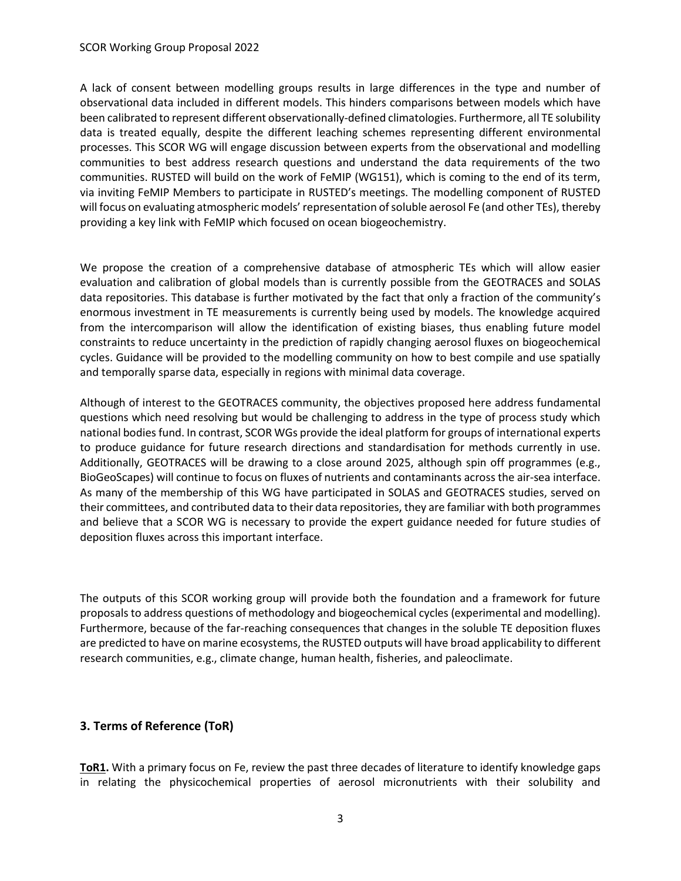A lack of consent between modelling groups results in large differences in the type and number of observational data included in different models. This hinders comparisons between models which have been calibrated to represent different observationally-defined climatologies. Furthermore, all TE solubility data is treated equally, despite the different leaching schemes representing different environmental processes. This SCOR WG will engage discussion between experts from the observational and modelling communities to best address research questions and understand the data requirements of the two communities. RUSTED will build on the work of FeMIP (WG151), which is coming to the end of its term, via inviting FeMIP Members to participate in RUSTED's meetings. The modelling component of RUSTED will focus on evaluating atmospheric models' representation of soluble aerosol Fe (and other TEs), thereby providing a key link with FeMIP which focused on ocean biogeochemistry.

We propose the creation of a comprehensive database of atmospheric TEs which will allow easier evaluation and calibration of global models than is currently possible from the GEOTRACES and SOLAS data repositories. This database is further motivated by the fact that only a fraction of the community's enormous investment in TE measurements is currently being used by models. The knowledge acquired from the intercomparison will allow the identification of existing biases, thus enabling future model constraints to reduce uncertainty in the prediction of rapidly changing aerosol fluxes on biogeochemical cycles. Guidance will be provided to the modelling community on how to best compile and use spatially and temporally sparse data, especially in regions with minimal data coverage.

Although of interest to the GEOTRACES community, the objectives proposed here address fundamental questions which need resolving but would be challenging to address in the type of process study which national bodies fund. In contrast, SCOR WGs provide the ideal platform for groups of international experts to produce guidance for future research directions and standardisation for methods currently in use. Additionally, GEOTRACES will be drawing to a close around 2025, although spin off programmes (e.g., BioGeoScapes) will continue to focus on fluxes of nutrients and contaminants across the air-sea interface. As many of the membership of this WG have participated in SOLAS and GEOTRACES studies, served on their committees, and contributed data to their data repositories, they are familiar with both programmes and believe that a SCOR WG is necessary to provide the expert guidance needed for future studies of deposition fluxes across this important interface.

The outputs of this SCOR working group will provide both the foundation and a framework for future proposals to address questions of methodology and biogeochemical cycles (experimental and modelling). Furthermore, because of the far-reaching consequences that changes in the soluble TE deposition fluxes are predicted to have on marine ecosystems, the RUSTED outputs will have broad applicability to different research communities, e.g., climate change, human health, fisheries, and paleoclimate.

## 3. Terms of Reference (ToR)

**ToR1.** With a primary focus on Fe, review the past three decades of literature to identify knowledge gaps in relating the physicochemical properties of aerosol micronutrients with their solubility and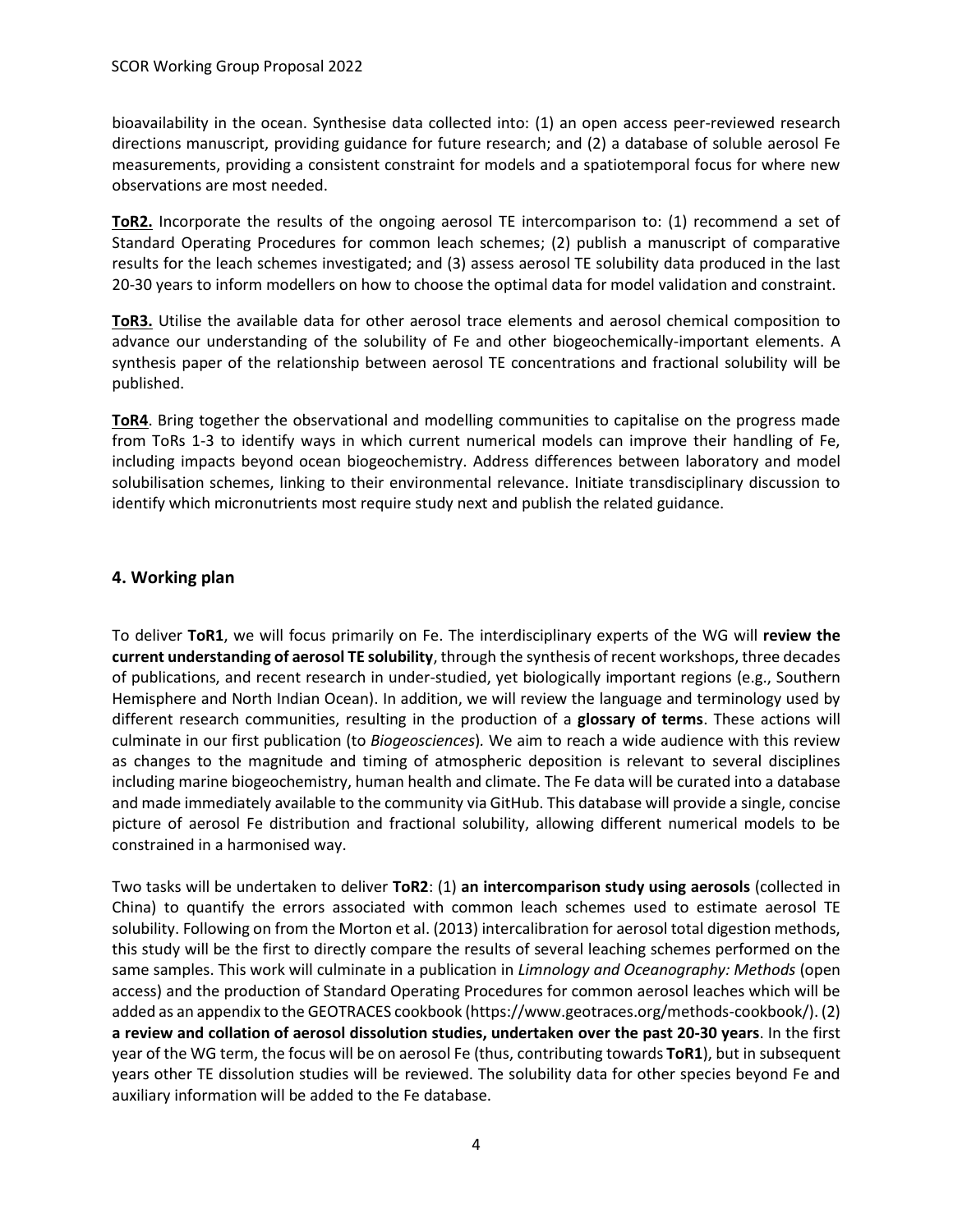bioavailability in the ocean. Synthesise data collected into: (1) an open access peer-reviewed research directions manuscript, providing guidance for future research; and (2) a database of soluble aerosol Fe measurements, providing a consistent constraint for models and a spatiotemporal focus for where new observations are most needed.

**ToR2.** Incorporate the results of the ongoing aerosol TE intercomparison to: (1) recommend a set of Standard Operating Procedures for common leach schemes; (2) publish a manuscript of comparative results for the leach schemes investigated; and (3) assess aerosol TE solubility data produced in the last 20-30 years to inform modellers on how to choose the optimal data for model validation and constraint.

**ToR3.** Utilise the available data for other aerosol trace elements and aerosol chemical composition to advance our understanding of the solubility of Fe and other biogeochemically-important elements. A synthesis paper of the relationship between aerosol TE concentrations and fractional solubility will be published.

**ToR4**. Bring together the observational and modelling communities to capitalise on the progress made from ToRs 1-3 to identify ways in which current numerical models can improve their handling of Fe, including impacts beyond ocean biogeochemistry. Address differences between laboratory and model solubilisation schemes, linking to their environmental relevance. Initiate transdisciplinary discussion to identify which micronutrients most require study next and publish the related guidance.

## 4. Working plan

To deliver **ToR1**, we will focus primarily on Fe. The interdisciplinary experts of the WG will **review the current understanding of aerosol TE solubility**, through the synthesis of recent workshops, three decades of publications, and recent research in under-studied, yet biologically important regions (e.g., Southern Hemisphere and North Indian Ocean). In addition, we will review the language and terminology used by different research communities, resulting in the production of a **glossary of terms**. These actions will culminate in our first publication (to *Biogeosciences*). We aim to reach a wide audience with this review as changes to the magnitude and timing of atmospheric deposition is relevant to several disciplines including marine biogeochemistry, human health and climate. The Fe data will be curated into a database and made immediately available to the community via GitHub. This database will provide a single, concise picture of aerosol Fe distribution and fractional solubility, allowing different numerical models to be constrained in a harmonised way.

Two tasks will be undertaken to deliver **ToR2**: (1) **an intercomparison study using aerosols** (collected in China) to quantify the errors associated with common leach schemes used to estimate aerosol TE solubility. Following on from the Morton et al. (2013) intercalibration for aerosol total digestion methods, this study will be the first to directly compare the results of several leaching schemes performed on the same samples. This work will culminate in a publication in *Limnology and Oceanography: Methods* (open access) and the production of Standard Operating Procedures for common aerosol leaches which will be added as an appendix to the GEOTRACES cookbook (https://www.geotraces.org/methods-cookbook/). (2) **a review and collation of aerosol dissolution studies, undertaken over the past 20-30 years**. In the first year of the WG term, the focus will be on aerosol Fe (thus, contributing towards **ToR1**), but in subsequent years other TE dissolution studies will be reviewed. The solubility data for other species beyond Fe and auxiliary information will be added to the Fe database.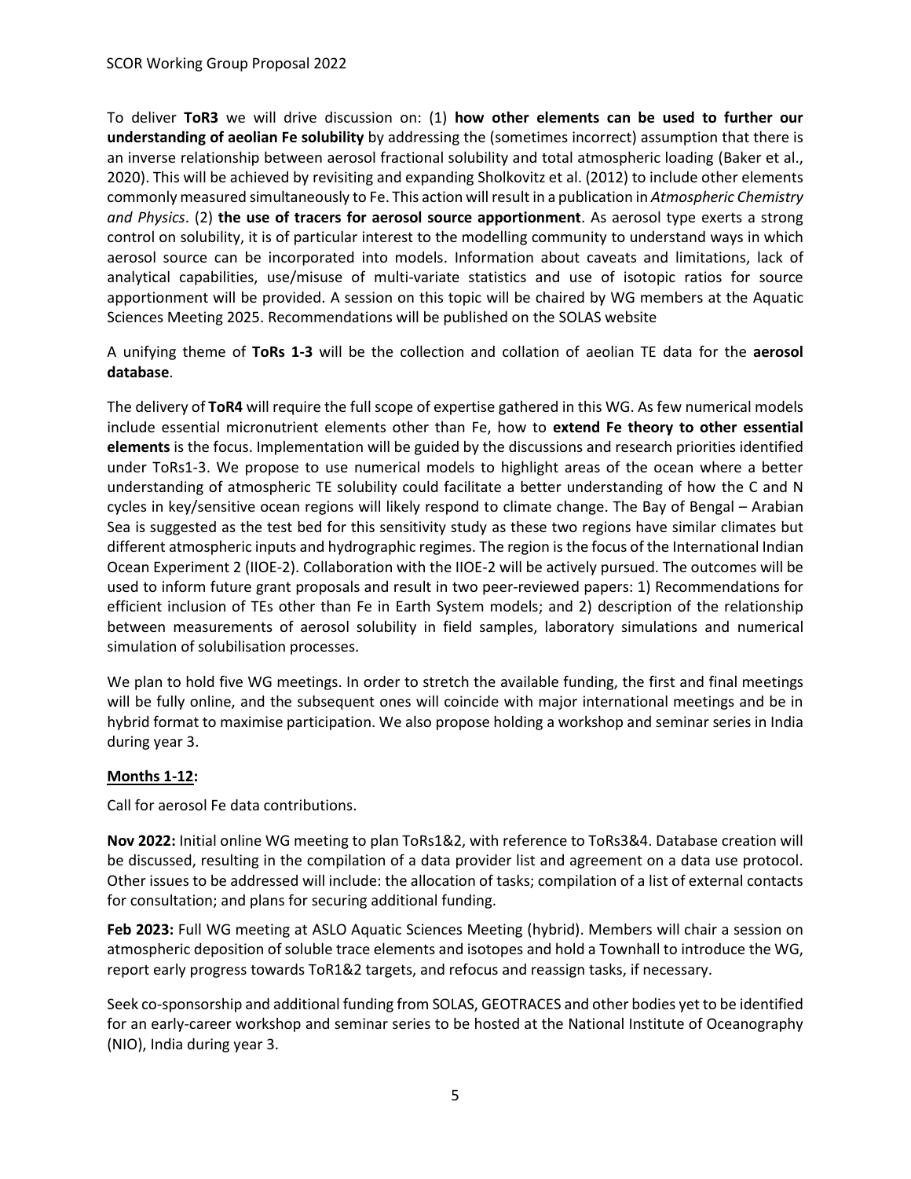To deliver **ToR3** we will drive discussion on: (1) **how other elements can be used to further our understanding of aeolian Fe solubility** by addressing the (sometimes incorrect) assumption that there is an inverse relationship between aerosol fractional solubility and total atmospheric loading (Baker et al., 2020). This will be achieved by revisiting and expanding Sholkovitz et al. (2012) to include other elements commonly measured simultaneously to Fe. This action will result in a publication in *Atmospheric Chemistry and Physics*. (2) **the use of tracers for aerosol source apportionment**. As aerosol type exerts a strong control on solubility, it is of particular interest to the modelling community to understand ways in which aerosol source can be incorporated into models. Information about caveats and limitations, lack of analytical capabilities, use/misuse of multi-variate statistics and use of isotopic ratios for source apportionment will be provided. A session on this topic will be chaired by WG members at the Aquatic Sciences Meeting 2025. Recommendations will be published on the SOLAS website

A unifying theme of **ToRs 1-3** will be the collection and collation of aeolian TE data for the **aerosol database**.

The delivery of **ToR4** will require the full scope of expertise gathered in this WG. As few numerical models include essential micronutrient elements other than Fe, how to **extend Fe theory to other essential elements** is the focus. Implementation will be guided by the discussions and research priorities identified under ToRs1-3. We propose to use numerical models to highlight areas of the ocean where a better understanding of atmospheric TE solubility could facilitate a better understanding of how the C and N cycles in key/sensitive ocean regions will likely respond to climate change. The Bay of Bengal – Arabian Sea is suggested as the test bed for this sensitivity study as these two regions have similar climates but different atmospheric inputs and hydrographic regimes. The region is the focus of the International Indian Ocean Experiment 2 (IIOE-2). Collaboration with the IIOE-2 will be actively pursued. The outcomes will be used to inform future grant proposals and result in two peer-reviewed papers: 1) Recommendations for efficient inclusion of TEs other than Fe in Earth System models; and 2) description of the relationship between measurements of aerosol solubility in field samples, laboratory simulations and numerical simulation of solubilisation processes.

We plan to hold five WG meetings. In order to stretch the available funding, the first and final meetings will be fully online, and the subsequent ones will coincide with major international meetings and be in hybrid format to maximise participation. We also propose holding a workshop and seminar series in India during year 3.

**Months 1-12:**

Call for aerosol Fe data contributions.

**Nov 2022:** Initial online WG meeting to plan ToRs1&2, with reference to ToRs3&4. Database creation will be discussed, resulting in the compilation of a data provider list and agreement on a data use protocol. Other issues to be addressed will include: the allocation of tasks; compilation of a list of external contacts for consultation; and plans for securing additional funding.

**Feb 2023:** Full WG meeting at ASLO Aquatic Sciences Meeting (hybrid). Members will chair a session on atmospheric deposition of soluble trace elements and isotopes and hold a Townhall to introduce the WG, report early progress towards ToR1&2 targets, and refocus and reassign tasks, if necessary.

Seek co-sponsorship and additional funding from SOLAS, GEOTRACES and other bodies yet to be identified for an early-career workshop and seminar series to be hosted at the National Institute of Oceanography (NIO), India during year 3.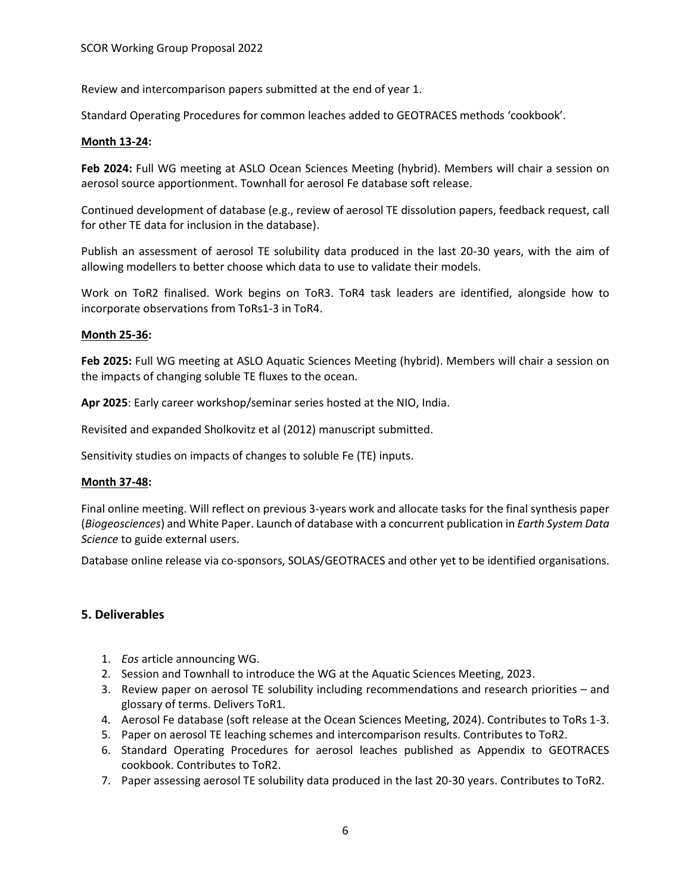Review and intercomparison papers submitted at the end of year 1.

Standard Operating Procedures for common leaches added to GEOTRACES methods 'cookbook'.

**Month 13-24:**

**Feb 2024:** Full WG meeting at ASLO Ocean Sciences Meeting (hybrid). Members will chair a session on aerosol source apportionment. Townhall for aerosol Fe database soft release.

Continued development of database (e.g., review of aerosol TE dissolution papers, feedback request, call for other TE data for inclusion in the database).

Publish an assessment of aerosol TE solubility data produced in the last 20-30 years, with the aim of allowing modellers to better choose which data to use to validate their models.

Work on ToR2 finalised. Work begins on ToR3. ToR4 task leaders are identified, alongside how to incorporate observations from ToRs1-3 in ToR4.

**Month 25-36:**

**Feb 2025:** Full WG meeting at ASLO Aquatic Sciences Meeting (hybrid). Members will chair a session on the impacts of changing soluble TE fluxes to the ocean.

**Apr 2025**: Early career workshop/seminar series hosted at the NIO, India.

Revisited and expanded Sholkovitz et al (2012) manuscript submitted.

Sensitivity studies on impacts of changes to soluble Fe (TE) inputs.

**Month 37-48:**

Final online meeting. Will reflect on previous 3-years work and allocate tasks for the final synthesis paper (*Biogeosciences*) and White Paper. Launch of database with a concurrent publication in *Earth System Data Science* to guide external users.

Database online release via co-sponsors, SOLAS/GEOTRACES and other yet to be identified organisations.

## 5. Deliverables

1. *Eos* article announcing WG.
2. Session and Townhall to introduce the WG at the Aquatic Sciences Meeting, 2023.
3. Review paper on aerosol TE solubility including recommendations and research priorities – and glossary of terms. Delivers ToR1.
4. Aerosol Fe database (soft release at the Ocean Sciences Meeting, 2024). Contributes to ToRs 1-3.
5. Paper on aerosol TE leaching schemes and intercomparison results. Contributes to ToR2.
6. Standard Operating Procedures for aerosol leaches published as Appendix to GEOTRACES cookbook. Contributes to ToR2.
7. Paper assessing aerosol TE solubility data produced in the last 20-30 years. Contributes to ToR2.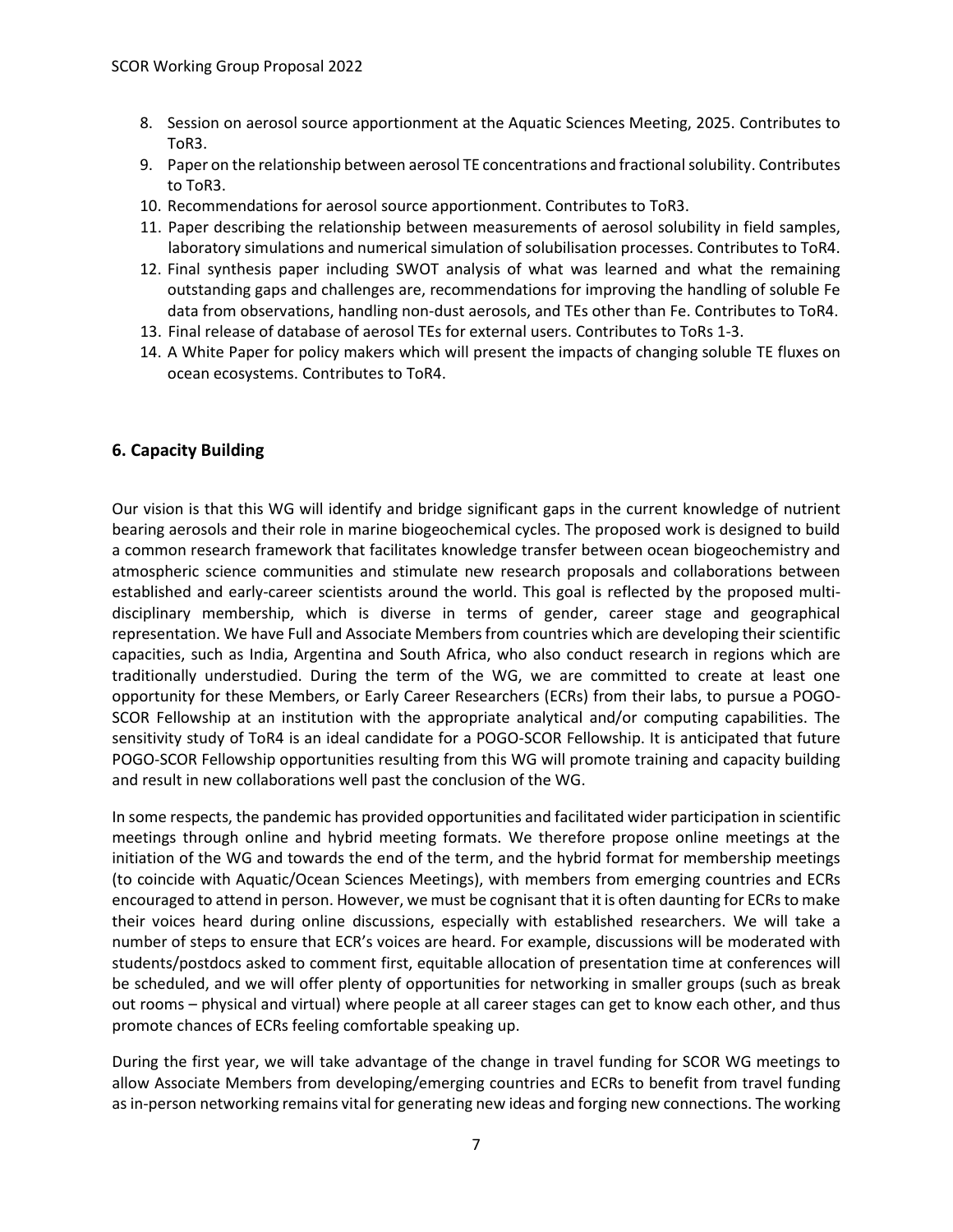8. Session on aerosol source apportionment at the Aquatic Sciences Meeting, 2025. Contributes to ToR3.
9. Paper on the relationship between aerosol TE concentrations and fractional solubility. Contributes to ToR3.
10. Recommendations for aerosol source apportionment. Contributes to ToR3.
11. Paper describing the relationship between measurements of aerosol solubility in field samples, laboratory simulations and numerical simulation of solubilisation processes. Contributes to ToR4.
12. Final synthesis paper including SWOT analysis of what was learned and what the remaining outstanding gaps and challenges are, recommendations for improving the handling of soluble Fe data from observations, handling non-dust aerosols, and TEs other than Fe. Contributes to ToR4.
13. Final release of database of aerosol TEs for external users. Contributes to ToRs 1-3.
14. A White Paper for policy makers which will present the impacts of changing soluble TE fluxes on ocean ecosystems. Contributes to ToR4.

## 6. Capacity Building

Our vision is that this WG will identify and bridge significant gaps in the current knowledge of nutrient bearing aerosols and their role in marine biogeochemical cycles. The proposed work is designed to build a common research framework that facilitates knowledge transfer between ocean biogeochemistry and atmospheric science communities and stimulate new research proposals and collaborations between established and early-career scientists around the world. This goal is reflected by the proposed multi-disciplinary membership, which is diverse in terms of gender, career stage and geographical representation. We have Full and Associate Members from countries which are developing their scientific capacities, such as India, Argentina and South Africa, who also conduct research in regions which are traditionally understudied. During the term of the WG, we are committed to create at least one opportunity for these Members, or Early Career Researchers (ECRs) from their labs, to pursue a POGO-SCOR Fellowship at an institution with the appropriate analytical and/or computing capabilities. The sensitivity study of ToR4 is an ideal candidate for a POGO-SCOR Fellowship. It is anticipated that future POGO-SCOR Fellowship opportunities resulting from this WG will promote training and capacity building and result in new collaborations well past the conclusion of the WG.

In some respects, the pandemic has provided opportunities and facilitated wider participation in scientific meetings through online and hybrid meeting formats. We therefore propose online meetings at the initiation of the WG and towards the end of the term, and the hybrid format for membership meetings (to coincide with Aquatic/Ocean Sciences Meetings), with members from emerging countries and ECRs encouraged to attend in person. However, we must be cognisant that it is often daunting for ECRs to make their voices heard during online discussions, especially with established researchers. We will take a number of steps to ensure that ECR's voices are heard. For example, discussions will be moderated with students/postdocs asked to comment first, equitable allocation of presentation time at conferences will be scheduled, and we will offer plenty of opportunities for networking in smaller groups (such as break out rooms – physical and virtual) where people at all career stages can get to know each other, and thus promote chances of ECRs feeling comfortable speaking up.

During the first year, we will take advantage of the change in travel funding for SCOR WG meetings to allow Associate Members from developing/emerging countries and ECRs to benefit from travel funding as in-person networking remains vital for generating new ideas and forging new connections. The working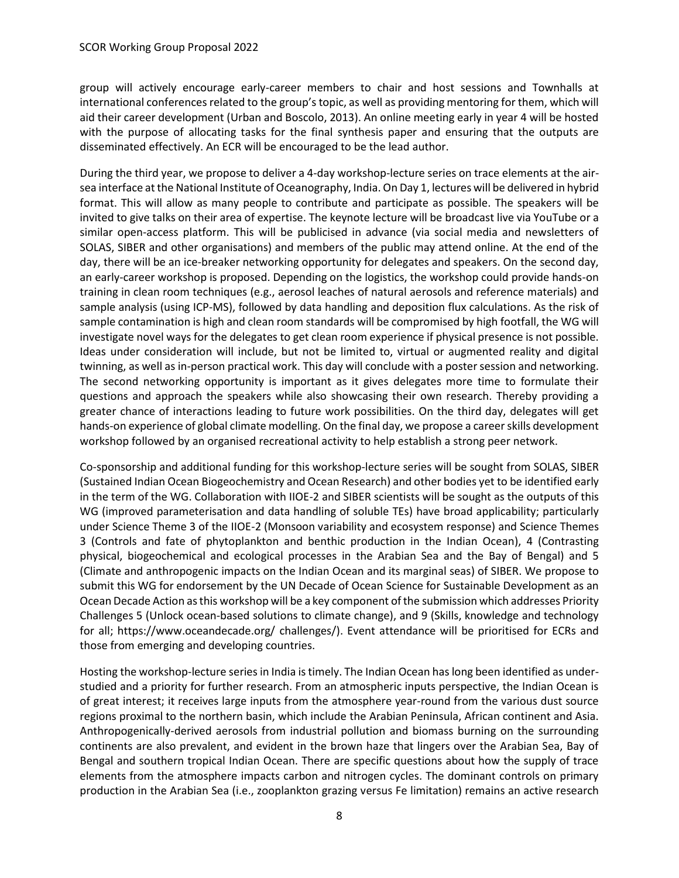group will actively encourage early-career members to chair and host sessions and Townhalls at international conferences related to the group's topic, as well as providing mentoring for them, which will aid their career development (Urban and Boscolo, 2013). An online meeting early in year 4 will be hosted with the purpose of allocating tasks for the final synthesis paper and ensuring that the outputs are disseminated effectively. An ECR will be encouraged to be the lead author.

During the third year, we propose to deliver a 4-day workshop-lecture series on trace elements at the air-sea interface at the National Institute of Oceanography, India. On Day 1, lectures will be delivered in hybrid format. This will allow as many people to contribute and participate as possible. The speakers will be invited to give talks on their area of expertise. The keynote lecture will be broadcast live via YouTube or a similar open-access platform. This will be publicised in advance (via social media and newsletters of SOLAS, SIBER and other organisations) and members of the public may attend online. At the end of the day, there will be an ice-breaker networking opportunity for delegates and speakers. On the second day, an early-career workshop is proposed. Depending on the logistics, the workshop could provide hands-on training in clean room techniques (e.g., aerosol leaches of natural aerosols and reference materials) and sample analysis (using ICP-MS), followed by data handling and deposition flux calculations. As the risk of sample contamination is high and clean room standards will be compromised by high footfall, the WG will investigate novel ways for the delegates to get clean room experience if physical presence is not possible. Ideas under consideration will include, but not be limited to, virtual or augmented reality and digital twinning, as well as in-person practical work. This day will conclude with a poster session and networking. The second networking opportunity is important as it gives delegates more time to formulate their questions and approach the speakers while also showcasing their own research. Thereby providing a greater chance of interactions leading to future work possibilities. On the third day, delegates will get hands-on experience of global climate modelling. On the final day, we propose a career skills development workshop followed by an organised recreational activity to help establish a strong peer network.

Co-sponsorship and additional funding for this workshop-lecture series will be sought from SOLAS, SIBER (Sustained Indian Ocean Biogeochemistry and Ocean Research) and other bodies yet to be identified early in the term of the WG. Collaboration with IIOE-2 and SIBER scientists will be sought as the outputs of this WG (improved parameterisation and data handling of soluble TEs) have broad applicability; particularly under Science Theme 3 of the IIOE-2 (Monsoon variability and ecosystem response) and Science Themes 3 (Controls and fate of phytoplankton and benthic production in the Indian Ocean), 4 (Contrasting physical, biogeochemical and ecological processes in the Arabian Sea and the Bay of Bengal) and 5 (Climate and anthropogenic impacts on the Indian Ocean and its marginal seas) of SIBER. We propose to submit this WG for endorsement by the UN Decade of Ocean Science for Sustainable Development as an Ocean Decade Action as this workshop will be a key component of the submission which addresses Priority Challenges 5 (Unlock ocean-based solutions to climate change), and 9 (Skills, knowledge and technology for all; https://www.oceandecade.org/ challenges/). Event attendance will be prioritised for ECRs and those from emerging and developing countries.

Hosting the workshop-lecture series in India is timely. The Indian Ocean has long been identified as under-studied and a priority for further research. From an atmospheric inputs perspective, the Indian Ocean is of great interest; it receives large inputs from the atmosphere year-round from the various dust source regions proximal to the northern basin, which include the Arabian Peninsula, African continent and Asia. Anthropogenically-derived aerosols from industrial pollution and biomass burning on the surrounding continents are also prevalent, and evident in the brown haze that lingers over the Arabian Sea, Bay of Bengal and southern tropical Indian Ocean. There are specific questions about how the supply of trace elements from the atmosphere impacts carbon and nitrogen cycles. The dominant controls on primary production in the Arabian Sea (i.e., zooplankton grazing versus Fe limitation) remains an active research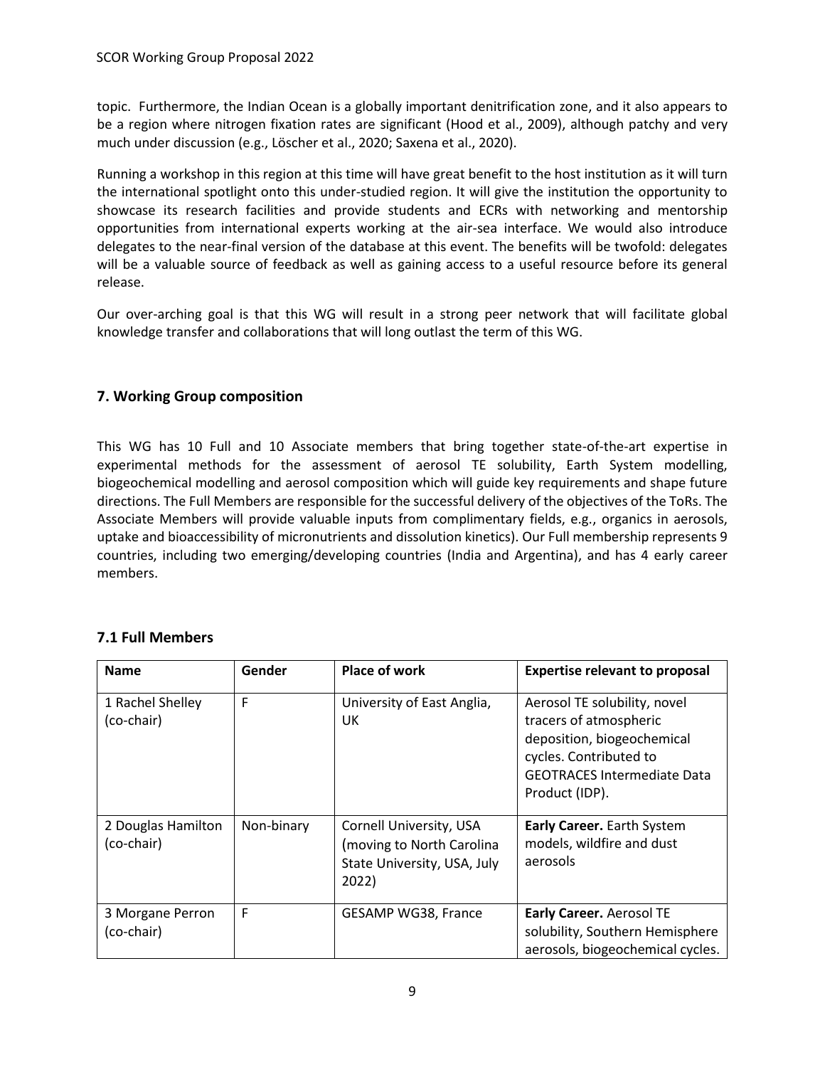topic. Furthermore, the Indian Ocean is a globally important denitrification zone, and it also appears to be a region where nitrogen fixation rates are significant (Hood et al., 2009), although patchy and very much under discussion (e.g., Löscher et al., 2020; Saxena et al., 2020).

Running a workshop in this region at this time will have great benefit to the host institution as it will turn the international spotlight onto this under-studied region. It will give the institution the opportunity to showcase its research facilities and provide students and ECRs with networking and mentorship opportunities from international experts working at the air-sea interface. We would also introduce delegates to the near-final version of the database at this event. The benefits will be twofold: delegates will be a valuable source of feedback as well as gaining access to a useful resource before its general release.

Our over-arching goal is that this WG will result in a strong peer network that will facilitate global knowledge transfer and collaborations that will long outlast the term of this WG.

## 7. Working Group composition

This WG has 10 Full and 10 Associate members that bring together state-of-the-art expertise in experimental methods for the assessment of aerosol TE solubility, Earth System modelling, biogeochemical modelling and aerosol composition which will guide key requirements and shape future directions. The Full Members are responsible for the successful delivery of the objectives of the ToRs. The Associate Members will provide valuable inputs from complimentary fields, e.g., organics in aerosols, uptake and bioaccessibility of micronutrients and dissolution kinetics). Our Full membership represents 9 countries, including two emerging/developing countries (India and Argentina), and has 4 early career members.

### 7.1 Full Members

| Name | Gender | Place of work | Expertise relevant to proposal |
|---|---|---|---|
| 1 Rachel Shelley (co-chair) | F | University of East Anglia, UK | Aerosol TE solubility, novel tracers of atmospheric deposition, biogeochemical cycles. Contributed to GEOTRACES Intermediate Data Product (IDP). |
| 2 Douglas Hamilton (co-chair) | Non-binary | Cornell University, USA (moving to North Carolina State University, USA, July 2022) | **Early Career.** Earth System models, wildfire and dust aerosols |
| 3 Morgane Perron (co-chair) | F | GESAMP WG38, France | **Early Career.** Aerosol TE solubility, Southern Hemisphere aerosols, biogeochemical cycles. |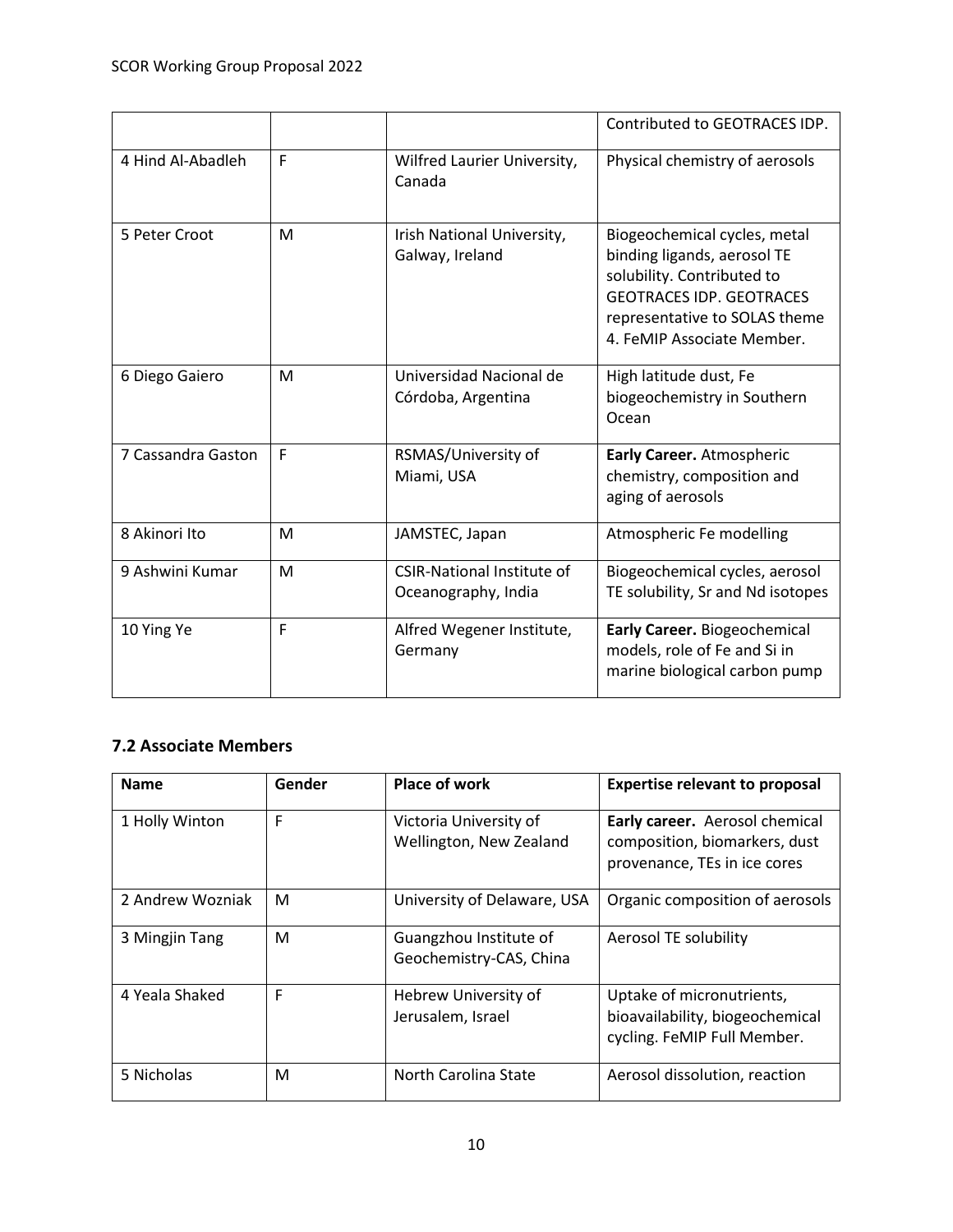| | | | Contributed to GEOTRACES IDP. |
|---|---|---|---|
| 4 Hind Al-Abadleh | F | Wilfred Laurier University, Canada | Physical chemistry of aerosols |
| 5 Peter Croot | M | Irish National University, Galway, Ireland | Biogeochemical cycles, metal binding ligands, aerosol TE solubility. Contributed to GEOTRACES IDP. GEOTRACES representative to SOLAS theme 4. FeMIP Associate Member. |
| 6 Diego Gaiero | M | Universidad Nacional de Córdoba, Argentina | High latitude dust, Fe biogeochemistry in Southern Ocean |
| 7 Cassandra Gaston | F | RSMAS/University of Miami, USA | **Early Career.** Atmospheric chemistry, composition and aging of aerosols |
| 8 Akinori Ito | M | JAMSTEC, Japan | Atmospheric Fe modelling |
| 9 Ashwini Kumar | M | CSIR-National Institute of Oceanography, India | Biogeochemical cycles, aerosol TE solubility, Sr and Nd isotopes |
| 10 Ying Ye | F | Alfred Wegener Institute, Germany | **Early Career.** Biogeochemical models, role of Fe and Si in marine biological carbon pump |

### 7.2 Associate Members

| Name | Gender | Place of work | Expertise relevant to proposal |
|---|---|---|---|
| 1 Holly Winton | F | Victoria University of Wellington, New Zealand | **Early career.** Aerosol chemical composition, biomarkers, dust provenance, TEs in ice cores |
| 2 Andrew Wozniak | M | University of Delaware, USA | Organic composition of aerosols |
| 3 Mingjin Tang | M | Guangzhou Institute of Geochemistry-CAS, China | Aerosol TE solubility |
| 4 Yeala Shaked | F | Hebrew University of Jerusalem, Israel | Uptake of micronutrients, bioavailability, biogeochemical cycling. FeMIP Full Member. |
| 5 Nicholas | M | North Carolina State | Aerosol dissolution, reaction |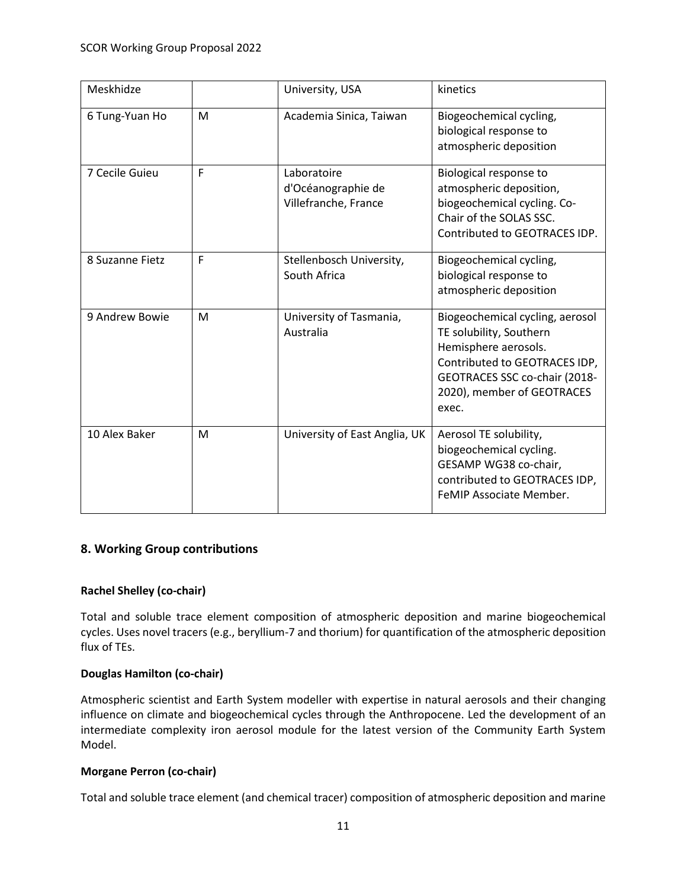| Meskhidze | | University, USA | kinetics |
|---|---|---|---|
| 6 Tung-Yuan Ho | M | Academia Sinica, Taiwan | Biogeochemical cycling, biological response to atmospheric deposition |
| 7 Cecile Guieu | F | Laboratoire d'Océanographie de Villefranche, France | Biological response to atmospheric deposition, biogeochemical cycling. Co-Chair of the SOLAS SSC. Contributed to GEOTRACES IDP. |
| 8 Suzanne Fietz | F | Stellenbosch University, South Africa | Biogeochemical cycling, biological response to atmospheric deposition |
| 9 Andrew Bowie | M | University of Tasmania, Australia | Biogeochemical cycling, aerosol TE solubility, Southern Hemisphere aerosols. Contributed to GEOTRACES IDP, GEOTRACES SSC co-chair (2018-2020), member of GEOTRACES exec. |
| 10 Alex Baker | M | University of East Anglia, UK | Aerosol TE solubility, biogeochemical cycling. GESAMP WG38 co-chair, contributed to GEOTRACES IDP, FeMIP Associate Member. |

## 8. Working Group contributions

**Rachel Shelley (co-chair)**

Total and soluble trace element composition of atmospheric deposition and marine biogeochemical cycles. Uses novel tracers (e.g., beryllium-7 and thorium) for quantification of the atmospheric deposition flux of TEs.

**Douglas Hamilton (co-chair)**

Atmospheric scientist and Earth System modeller with expertise in natural aerosols and their changing influence on climate and biogeochemical cycles through the Anthropocene. Led the development of an intermediate complexity iron aerosol module for the latest version of the Community Earth System Model.

**Morgane Perron (co-chair)**

Total and soluble trace element (and chemical tracer) composition of atmospheric deposition and marine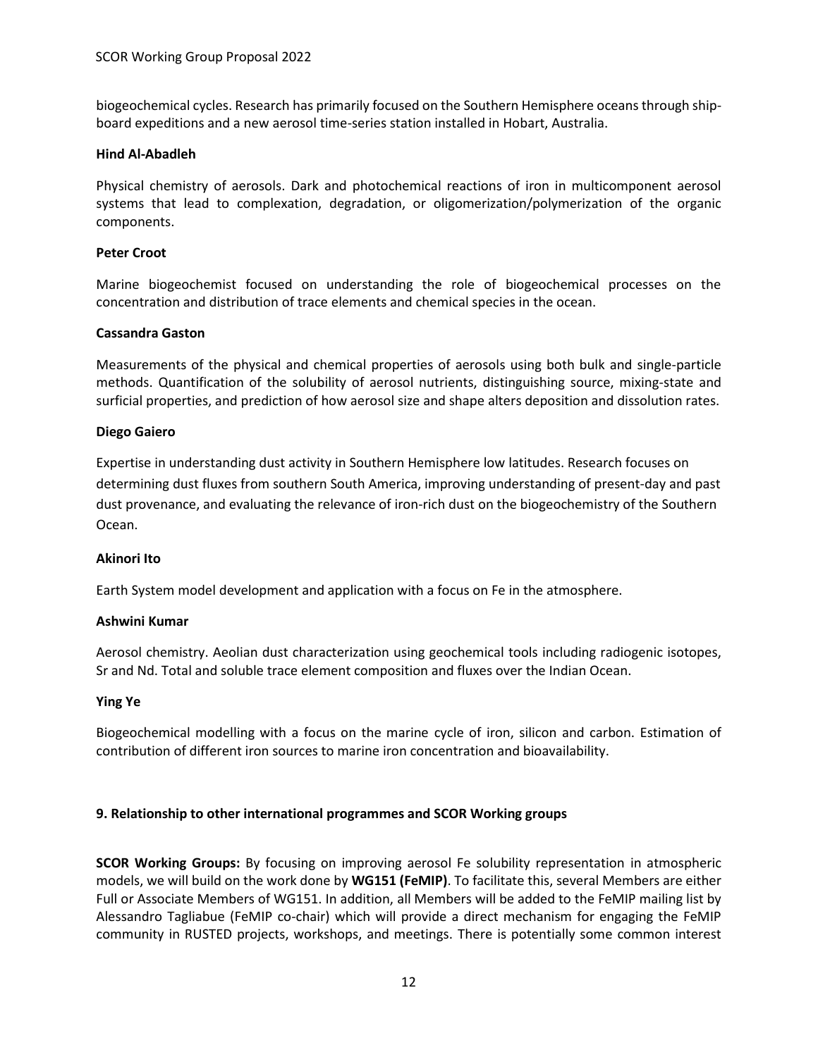biogeochemical cycles. Research has primarily focused on the Southern Hemisphere oceans through ship-board expeditions and a new aerosol time-series station installed in Hobart, Australia.

**Hind Al-Abadleh**

Physical chemistry of aerosols. Dark and photochemical reactions of iron in multicomponent aerosol systems that lead to complexation, degradation, or oligomerization/polymerization of the organic components.

**Peter Croot**

Marine biogeochemist focused on understanding the role of biogeochemical processes on the concentration and distribution of trace elements and chemical species in the ocean.

**Cassandra Gaston**

Measurements of the physical and chemical properties of aerosols using both bulk and single-particle methods. Quantification of the solubility of aerosol nutrients, distinguishing source, mixing-state and surficial properties, and prediction of how aerosol size and shape alters deposition and dissolution rates.

**Diego Gaiero**

Expertise in understanding dust activity in Southern Hemisphere low latitudes. Research focuses on determining dust fluxes from southern South America, improving understanding of present-day and past dust provenance, and evaluating the relevance of iron-rich dust on the biogeochemistry of the Southern Ocean.

**Akinori Ito**

Earth System model development and application with a focus on Fe in the atmosphere.

**Ashwini Kumar**

Aerosol chemistry. Aeolian dust characterization using geochemical tools including radiogenic isotopes, Sr and Nd. Total and soluble trace element composition and fluxes over the Indian Ocean.

**Ying Ye**

Biogeochemical modelling with a focus on the marine cycle of iron, silicon and carbon. Estimation of contribution of different iron sources to marine iron concentration and bioavailability.

## 9. Relationship to other international programmes and SCOR Working groups

**SCOR Working Groups:** By focusing on improving aerosol Fe solubility representation in atmospheric models, we will build on the work done by **WG151 (FeMIP)**. To facilitate this, several Members are either Full or Associate Members of WG151. In addition, all Members will be added to the FeMIP mailing list by Alessandro Tagliabue (FeMIP co-chair) which will provide a direct mechanism for engaging the FeMIP community in RUSTED projects, workshops, and meetings. There is potentially some common interest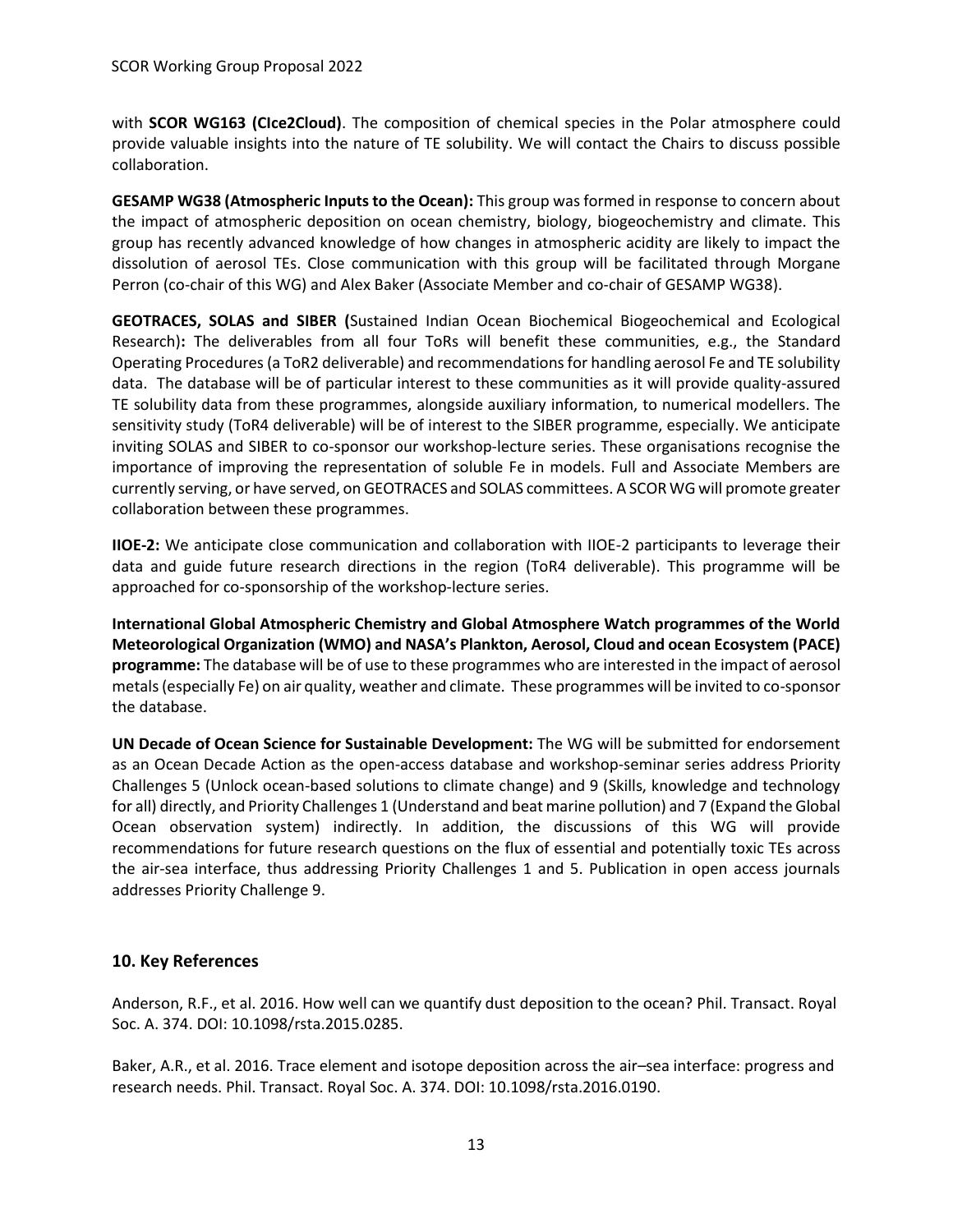with **SCOR WG163 (CIce2Cloud)**. The composition of chemical species in the Polar atmosphere could provide valuable insights into the nature of TE solubility. We will contact the Chairs to discuss possible collaboration.

**GESAMP WG38 (Atmospheric Inputs to the Ocean):** This group was formed in response to concern about the impact of atmospheric deposition on ocean chemistry, biology, biogeochemistry and climate. This group has recently advanced knowledge of how changes in atmospheric acidity are likely to impact the dissolution of aerosol TEs. Close communication with this group will be facilitated through Morgane Perron (co-chair of this WG) and Alex Baker (Associate Member and co-chair of GESAMP WG38).

**GEOTRACES, SOLAS and SIBER (**Sustained Indian Ocean Biochemical Biogeochemical and Ecological Research)**:** The deliverables from all four ToRs will benefit these communities, e.g., the Standard Operating Procedures (a ToR2 deliverable) and recommendations for handling aerosol Fe and TE solubility data. The database will be of particular interest to these communities as it will provide quality-assured TE solubility data from these programmes, alongside auxiliary information, to numerical modellers. The sensitivity study (ToR4 deliverable) will be of interest to the SIBER programme, especially. We anticipate inviting SOLAS and SIBER to co-sponsor our workshop-lecture series. These organisations recognise the importance of improving the representation of soluble Fe in models. Full and Associate Members are currently serving, or have served, on GEOTRACES and SOLAS committees. A SCOR WG will promote greater collaboration between these programmes.

**IIOE-2:** We anticipate close communication and collaboration with IIOE-2 participants to leverage their data and guide future research directions in the region (ToR4 deliverable). This programme will be approached for co-sponsorship of the workshop-lecture series.

**International Global Atmospheric Chemistry and Global Atmosphere Watch programmes of the World Meteorological Organization (WMO) and NASA's Plankton, Aerosol, Cloud and ocean Ecosystem (PACE) programme:** The database will be of use to these programmes who are interested in the impact of aerosol metals (especially Fe) on air quality, weather and climate. These programmes will be invited to co-sponsor the database.

**UN Decade of Ocean Science for Sustainable Development:** The WG will be submitted for endorsement as an Ocean Decade Action as the open-access database and workshop-seminar series address Priority Challenges 5 (Unlock ocean-based solutions to climate change) and 9 (Skills, knowledge and technology for all) directly, and Priority Challenges 1 (Understand and beat marine pollution) and 7 (Expand the Global Ocean observation system) indirectly. In addition, the discussions of this WG will provide recommendations for future research questions on the flux of essential and potentially toxic TEs across the air-sea interface, thus addressing Priority Challenges 1 and 5. Publication in open access journals addresses Priority Challenge 9.

## 10. Key References

Anderson, R.F., et al. 2016. How well can we quantify dust deposition to the ocean? Phil. Transact. Royal Soc. A. 374. DOI: 10.1098/rsta.2015.0285.

Baker, A.R., et al. 2016. Trace element and isotope deposition across the air–sea interface: progress and research needs. Phil. Transact. Royal Soc. A. 374. DOI: 10.1098/rsta.2016.0190.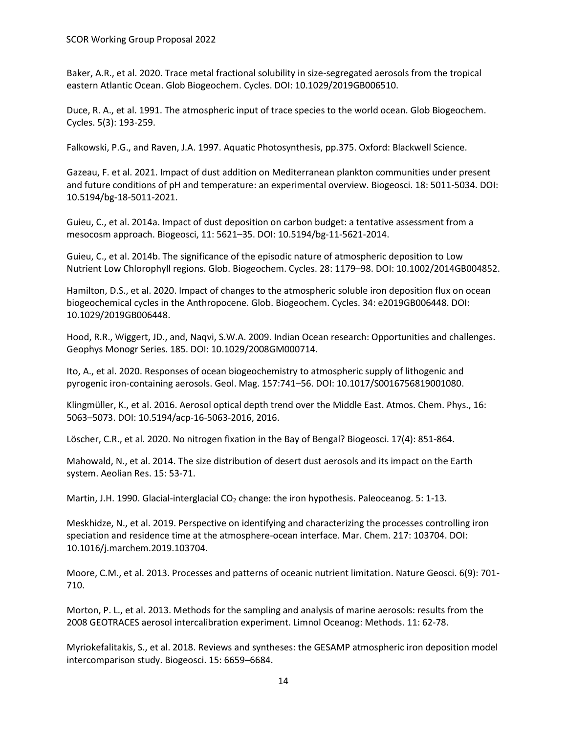Baker, A.R., et al. 2020. Trace metal fractional solubility in size-segregated aerosols from the tropical eastern Atlantic Ocean. Glob Biogeochem. Cycles. DOI: 10.1029/2019GB006510.

Duce, R. A., et al. 1991. The atmospheric input of trace species to the world ocean. Glob Biogeochem. Cycles. 5(3): 193-259.

Falkowski, P.G., and Raven, J.A. 1997. Aquatic Photosynthesis, pp.375. Oxford: Blackwell Science.

Gazeau, F. et al. 2021. Impact of dust addition on Mediterranean plankton communities under present and future conditions of pH and temperature: an experimental overview. Biogeosci. 18: 5011-5034. DOI: 10.5194/bg-18-5011-2021.

Guieu, C., et al. 2014a. Impact of dust deposition on carbon budget: a tentative assessment from a mesocosm approach. Biogeosci, 11: 5621–35. DOI: 10.5194/bg-11-5621-2014.

Guieu, C., et al. 2014b. The significance of the episodic nature of atmospheric deposition to Low Nutrient Low Chlorophyll regions. Glob. Biogeochem. Cycles. 28: 1179–98. DOI: 10.1002/2014GB004852.

Hamilton, D.S., et al. 2020. Impact of changes to the atmospheric soluble iron deposition flux on ocean biogeochemical cycles in the Anthropocene. Glob. Biogeochem. Cycles. 34: e2019GB006448. DOI: 10.1029/2019GB006448.

Hood, R.R., Wiggert, JD., and, Naqvi, S.W.A. 2009. Indian Ocean research: Opportunities and challenges. Geophys Monogr Series. 185. DOI: 10.1029/2008GM000714.

Ito, A., et al. 2020. Responses of ocean biogeochemistry to atmospheric supply of lithogenic and pyrogenic iron-containing aerosols. Geol. Mag. 157:741–56. DOI: 10.1017/S0016756819001080.

Klingmüller, K., et al. 2016. Aerosol optical depth trend over the Middle East. Atmos. Chem. Phys., 16: 5063–5073. DOI: 10.5194/acp-16-5063-2016, 2016.

Löscher, C.R., et al. 2020. No nitrogen fixation in the Bay of Bengal? Biogeosci. 17(4): 851-864.

Mahowald, N., et al. 2014. The size distribution of desert dust aerosols and its impact on the Earth system. Aeolian Res. 15: 53-71.

Martin, J.H. 1990. Glacial-interglacial $CO_2$ change: the iron hypothesis. Paleoceanog. 5: 1-13.

Meskhidze, N., et al. 2019. Perspective on identifying and characterizing the processes controlling iron speciation and residence time at the atmosphere-ocean interface. Mar. Chem. 217: 103704. DOI: 10.1016/j.marchem.2019.103704.

Moore, C.M., et al. 2013. Processes and patterns of oceanic nutrient limitation. Nature Geosci. 6(9): 701-710.

Morton, P. L., et al. 2013. Methods for the sampling and analysis of marine aerosols: results from the 2008 GEOTRACES aerosol intercalibration experiment. Limnol Oceanog: Methods. 11: 62-78.

Myriokefalitakis, S., et al. 2018. Reviews and syntheses: the GESAMP atmospheric iron deposition model intercomparison study. Biogeosci. 15: 6659–6684.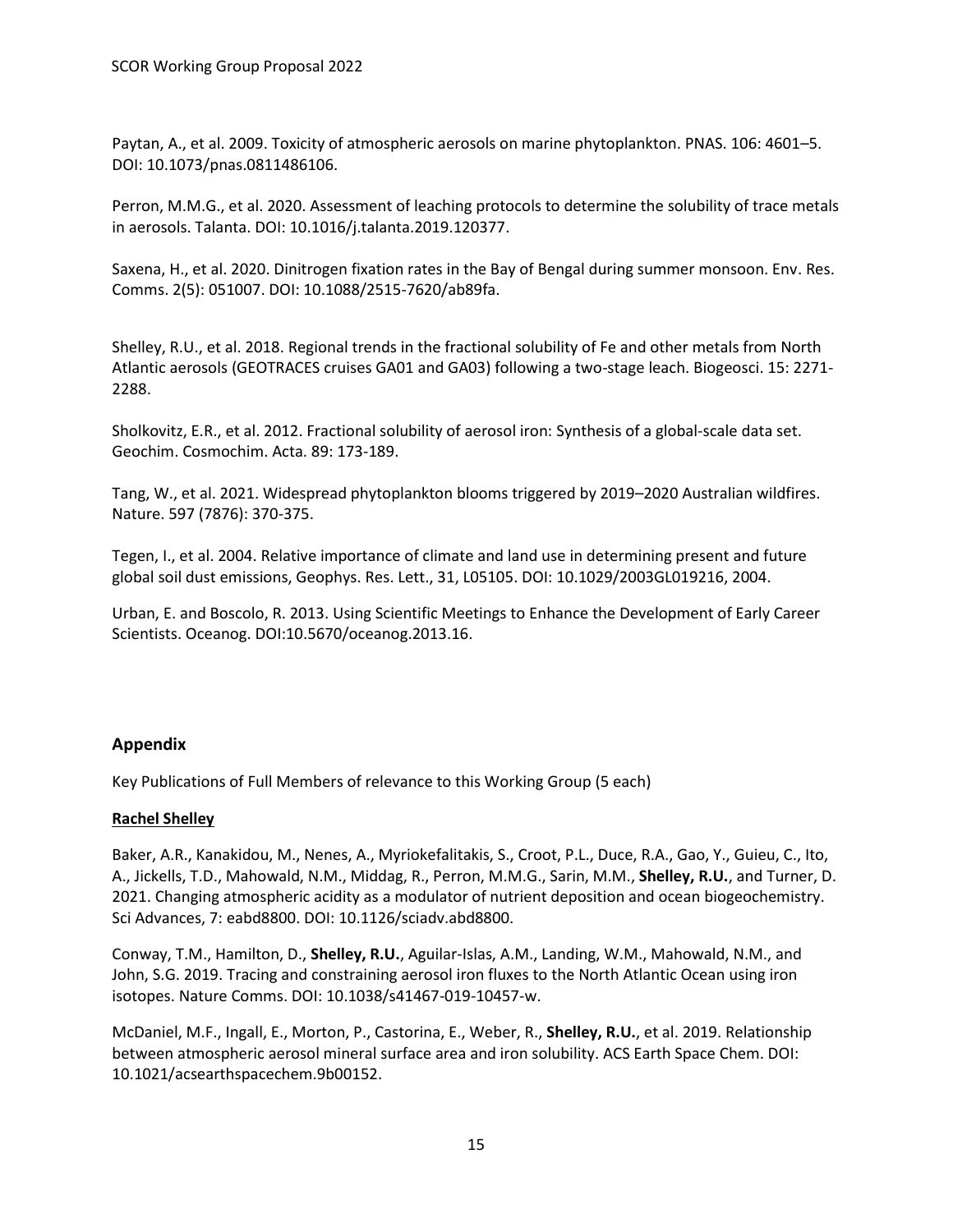Paytan, A., et al. 2009. Toxicity of atmospheric aerosols on marine phytoplankton. PNAS. 106: 4601–5. DOI: 10.1073/pnas.0811486106.

Perron, M.M.G., et al. 2020. Assessment of leaching protocols to determine the solubility of trace metals in aerosols. Talanta. DOI: 10.1016/j.talanta.2019.120377.

Saxena, H., et al. 2020. Dinitrogen fixation rates in the Bay of Bengal during summer monsoon. Env. Res. Comms. 2(5): 051007. DOI: 10.1088/2515-7620/ab89fa.

Shelley, R.U., et al. 2018. Regional trends in the fractional solubility of Fe and other metals from North Atlantic aerosols (GEOTRACES cruises GA01 and GA03) following a two-stage leach. Biogeosci. 15: 2271-2288.

Sholkovitz, E.R., et al. 2012. Fractional solubility of aerosol iron: Synthesis of a global-scale data set. Geochim. Cosmochim. Acta. 89: 173-189.

Tang, W., et al. 2021. Widespread phytoplankton blooms triggered by 2019–2020 Australian wildfires. Nature. 597 (7876): 370-375.

Tegen, I., et al. 2004. Relative importance of climate and land use in determining present and future global soil dust emissions, Geophys. Res. Lett., 31, L05105. DOI: 10.1029/2003GL019216, 2004.

Urban, E. and Boscolo, R. 2013. Using Scientific Meetings to Enhance the Development of Early Career Scientists. Oceanog. DOI:10.5670/oceanog.2013.16.

## Appendix

Key Publications of Full Members of relevance to this Working Group (5 each)

**Rachel Shelley**

Baker, A.R., Kanakidou, M., Nenes, A., Myriokefalitakis, S., Croot, P.L., Duce, R.A., Gao, Y., Guieu, C., Ito, A., Jickells, T.D., Mahowald, N.M., Middag, R., Perron, M.M.G., Sarin, M.M., **Shelley, R.U.**, and Turner, D. 2021. Changing atmospheric acidity as a modulator of nutrient deposition and ocean biogeochemistry. Sci Advances, 7: eabd8800. DOI: 10.1126/sciadv.abd8800.

Conway, T.M., Hamilton, D., **Shelley, R.U.**, Aguilar-Islas, A.M., Landing, W.M., Mahowald, N.M., and John, S.G. 2019. Tracing and constraining aerosol iron fluxes to the North Atlantic Ocean using iron isotopes. Nature Comms. DOI: 10.1038/s41467-019-10457-w.

McDaniel, M.F., Ingall, E., Morton, P., Castorina, E., Weber, R., **Shelley, R.U.**, et al. 2019. Relationship between atmospheric aerosol mineral surface area and iron solubility. ACS Earth Space Chem. DOI: 10.1021/acsearthspacechem.9b00152.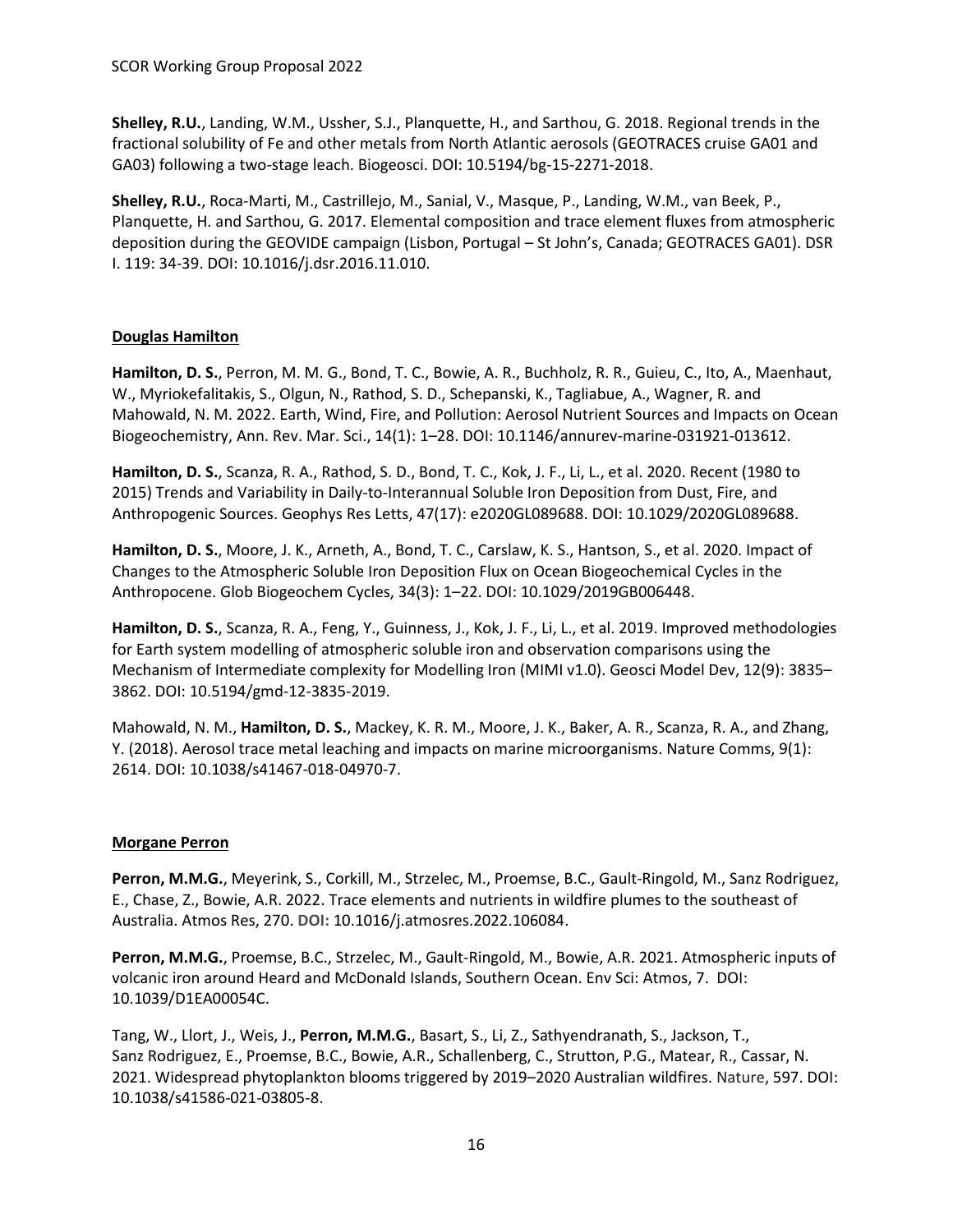**Shelley, R.U.**, Landing, W.M., Ussher, S.J., Planquette, H., and Sarthou, G. 2018. Regional trends in the fractional solubility of Fe and other metals from North Atlantic aerosols (GEOTRACES cruise GA01 and GA03) following a two-stage leach. Biogeosci. DOI: 10.5194/bg-15-2271-2018.

**Shelley, R.U.**, Roca-Marti, M., Castrillejo, M., Sanial, V., Masque, P., Landing, W.M., van Beek, P., Planquette, H. and Sarthou, G. 2017. Elemental composition and trace element fluxes from atmospheric deposition during the GEOVIDE campaign (Lisbon, Portugal – St John's, Canada; GEOTRACES GA01). DSR I. 119: 34-39. DOI: 10.1016/j.dsr.2016.11.010.

## Douglas Hamilton

**Hamilton, D. S.**, Perron, M. M. G., Bond, T. C., Bowie, A. R., Buchholz, R. R., Guieu, C., Ito, A., Maenhaut, W., Myriokefalitakis, S., Olgun, N., Rathod, S. D., Schepanski, K., Tagliabue, A., Wagner, R. and Mahowald, N. M. 2022. Earth, Wind, Fire, and Pollution: Aerosol Nutrient Sources and Impacts on Ocean Biogeochemistry, Ann. Rev. Mar. Sci., 14(1): 1–28. DOI: 10.1146/annurev-marine-031921-013612.

**Hamilton, D. S.**, Scanza, R. A., Rathod, S. D., Bond, T. C., Kok, J. F., Li, L., et al. 2020. Recent (1980 to 2015) Trends and Variability in Daily-to-Interannual Soluble Iron Deposition from Dust, Fire, and Anthropogenic Sources. Geophys Res Letts, 47(17): e2020GL089688. DOI: 10.1029/2020GL089688.

**Hamilton, D. S.**, Moore, J. K., Arneth, A., Bond, T. C., Carslaw, K. S., Hantson, S., et al. 2020. Impact of Changes to the Atmospheric Soluble Iron Deposition Flux on Ocean Biogeochemical Cycles in the Anthropocene. Glob Biogeochem Cycles, 34(3): 1–22. DOI: 10.1029/2019GB006448.

**Hamilton, D. S.**, Scanza, R. A., Feng, Y., Guinness, J., Kok, J. F., Li, L., et al. 2019. Improved methodologies for Earth system modelling of atmospheric soluble iron and observation comparisons using the Mechanism of Intermediate complexity for Modelling Iron (MIMI v1.0). Geosci Model Dev, 12(9): 3835–3862. DOI: 10.5194/gmd-12-3835-2019.

Mahowald, N. M., **Hamilton, D. S.**, Mackey, K. R. M., Moore, J. K., Baker, A. R., Scanza, R. A., and Zhang, Y. (2018). Aerosol trace metal leaching and impacts on marine microorganisms. Nature Comms, 9(1): 2614. DOI: 10.1038/s41467-018-04970-7.

## Morgane Perron

**Perron, M.M.G.**, Meyerink, S., Corkill, M., Strzelec, M., Proemse, B.C., Gault-Ringold, M., Sanz Rodriguez, E., Chase, Z., Bowie, A.R. 2022. Trace elements and nutrients in wildfire plumes to the southeast of Australia. Atmos Res, 270. DOI: 10.1016/j.atmosres.2022.106084.

**Perron, M.M.G.**, Proemse, B.C., Strzelec, M., Gault-Ringold, M., Bowie, A.R. 2021. Atmospheric inputs of volcanic iron around Heard and McDonald Islands, Southern Ocean. Env Sci: Atmos, 7. DOI: 10.1039/D1EA00054C.

Tang, W., Llort, J., Weis, J., **Perron, M.M.G.**, Basart, S., Li, Z., Sathyendranath, S., Jackson, T., Sanz Rodriguez, E., Proemse, B.C., Bowie, A.R., Schallenberg, C., Strutton, P.G., Matear, R., Cassar, N. 2021. Widespread phytoplankton blooms triggered by 2019–2020 Australian wildfires. Nature, 597. DOI: 10.1038/s41586-021-03805-8.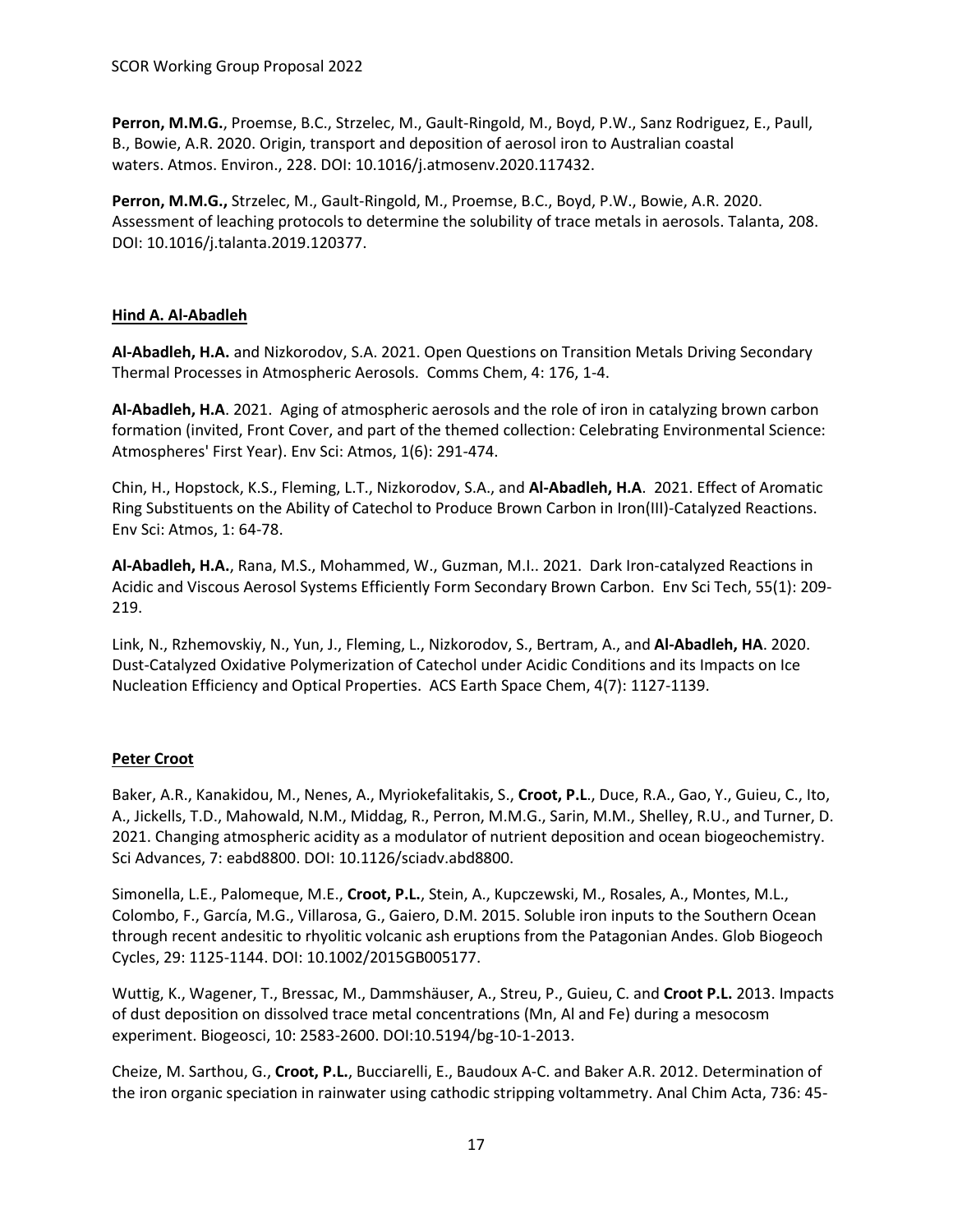**Perron, M.M.G.**, Proemse, B.C., Strzelec, M., Gault-Ringold, M., Boyd, P.W., Sanz Rodriguez, E., Paull, B., Bowie, A.R. 2020. Origin, transport and deposition of aerosol iron to Australian coastal waters. Atmos. Environ., 228. DOI: 10.1016/j.atmosenv.2020.117432.

**Perron, M.M.G.,** Strzelec, M., Gault-Ringold, M., Proemse, B.C., Boyd, P.W., Bowie, A.R. 2020. Assessment of leaching protocols to determine the solubility of trace metals in aerosols. Talanta, 208. DOI: 10.1016/j.talanta.2019.120377.

## Hind A. Al-Abadleh

**Al-Abadleh, H.A.** and Nizkorodov, S.A. 2021. Open Questions on Transition Metals Driving Secondary Thermal Processes in Atmospheric Aerosols. Comms Chem, 4: 176, 1-4.

**Al-Abadleh, H.A**. 2021. Aging of atmospheric aerosols and the role of iron in catalyzing brown carbon formation (invited, Front Cover, and part of the themed collection: Celebrating Environmental Science: Atmospheres' First Year). Env Sci: Atmos, 1(6): 291-474.

Chin, H., Hopstock, K.S., Fleming, L.T., Nizkorodov, S.A., and **Al-Abadleh, H.A**. 2021. Effect of Aromatic Ring Substituents on the Ability of Catechol to Produce Brown Carbon in Iron(III)-Catalyzed Reactions. Env Sci: Atmos, 1: 64-78.

**Al-Abadleh, H.A.**, Rana, M.S., Mohammed, W., Guzman, M.I.. 2021. Dark Iron-catalyzed Reactions in Acidic and Viscous Aerosol Systems Efficiently Form Secondary Brown Carbon. Env Sci Tech, 55(1): 209-219.

Link, N., Rzhemovskiy, N., Yun, J., Fleming, L., Nizkorodov, S., Bertram, A., and **Al-Abadleh, HA**. 2020. Dust-Catalyzed Oxidative Polymerization of Catechol under Acidic Conditions and its Impacts on Ice Nucleation Efficiency and Optical Properties. ACS Earth Space Chem, 4(7): 1127-1139.

## Peter Croot

Baker, A.R., Kanakidou, M., Nenes, A., Myriokefalitakis, S., **Croot, P.L**., Duce, R.A., Gao, Y., Guieu, C., Ito, A., Jickells, T.D., Mahowald, N.M., Middag, R., Perron, M.M.G., Sarin, M.M., Shelley, R.U., and Turner, D. 2021. Changing atmospheric acidity as a modulator of nutrient deposition and ocean biogeochemistry. Sci Advances, 7: eabd8800. DOI: 10.1126/sciadv.abd8800.

Simonella, L.E., Palomeque, M.E., **Croot, P.L.**, Stein, A., Kupczewski, M., Rosales, A., Montes, M.L., Colombo, F., García, M.G., Villarosa, G., Gaiero, D.M. 2015. Soluble iron inputs to the Southern Ocean through recent andesitic to rhyolitic volcanic ash eruptions from the Patagonian Andes. Glob Biogeoch Cycles, 29: 1125-1144. DOI: 10.1002/2015GB005177.

Wuttig, K., Wagener, T., Bressac, M., Dammshäuser, A., Streu, P., Guieu, C. and **Croot P.L.** 2013. Impacts of dust deposition on dissolved trace metal concentrations (Mn, Al and Fe) during a mesocosm experiment. Biogeosci, 10: 2583-2600. DOI:10.5194/bg-10-1-2013.

Cheize, M. Sarthou, G., **Croot, P.L.**, Bucciarelli, E., Baudoux A-C. and Baker A.R. 2012. Determination of the iron organic speciation in rainwater using cathodic stripping voltammetry. Anal Chim Acta, 736: 45-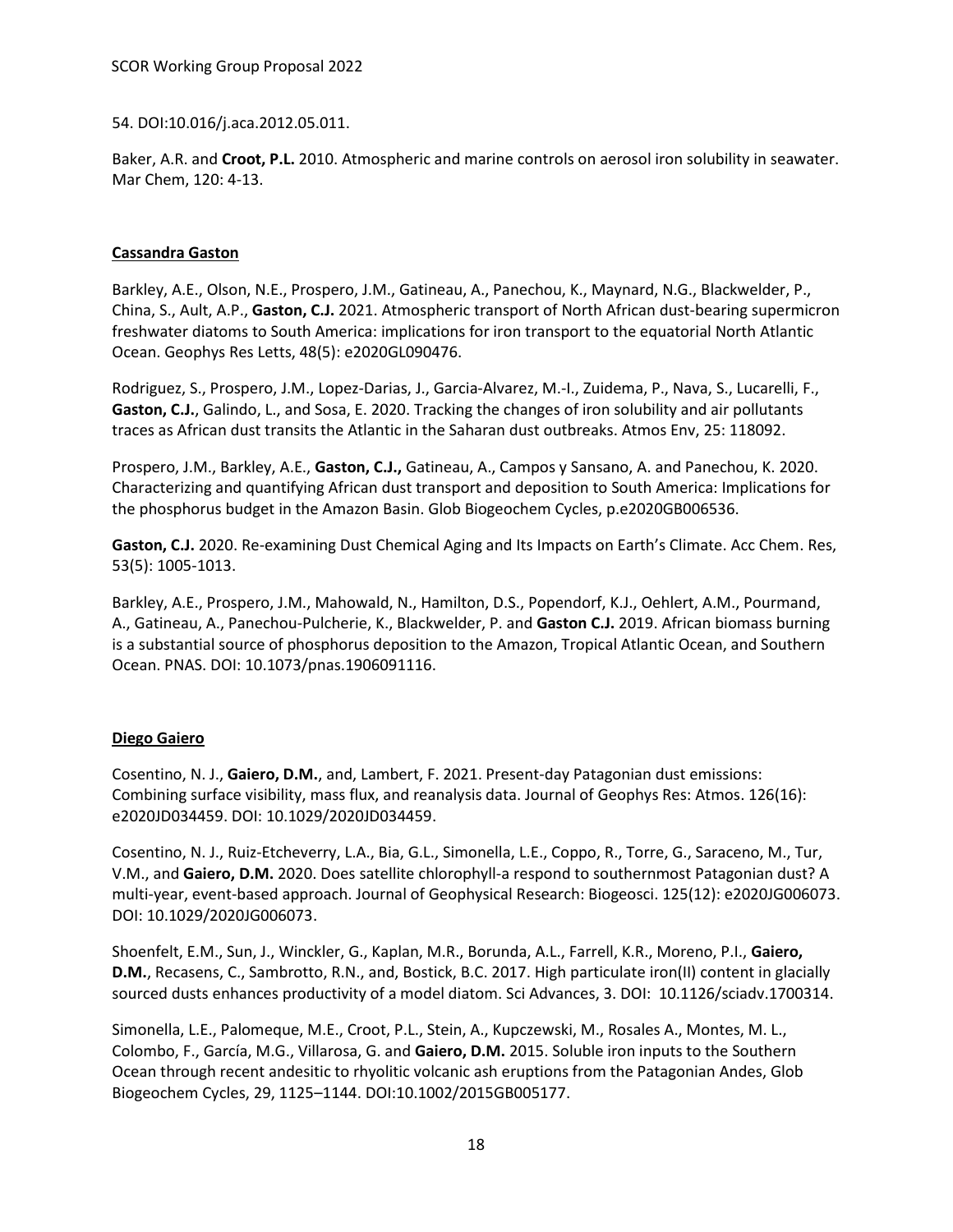54. DOI:10.016/j.aca.2012.05.011.

Baker, A.R. and **Croot, P.L.** 2010. Atmospheric and marine controls on aerosol iron solubility in seawater. Mar Chem, 120: 4-13.

**Cassandra Gaston**

Barkley, A.E., Olson, N.E., Prospero, J.M., Gatineau, A., Panechou, K., Maynard, N.G., Blackwelder, P., China, S., Ault, A.P., **Gaston, C.J.** 2021. Atmospheric transport of North African dust-bearing supermicron freshwater diatoms to South America: implications for iron transport to the equatorial North Atlantic Ocean. Geophys Res Letts, 48(5): e2020GL090476.

Rodriguez, S., Prospero, J.M., Lopez-Darias, J., Garcia-Alvarez, M.-I., Zuidema, P., Nava, S., Lucarelli, F., **Gaston, C.J.**, Galindo, L., and Sosa, E. 2020. Tracking the changes of iron solubility and air pollutants traces as African dust transits the Atlantic in the Saharan dust outbreaks. Atmos Env, 25: 118092.

Prospero, J.M., Barkley, A.E., **Gaston, C.J.,** Gatineau, A., Campos y Sansano, A. and Panechou, K. 2020. Characterizing and quantifying African dust transport and deposition to South America: Implications for the phosphorus budget in the Amazon Basin. Glob Biogeochem Cycles, p.e2020GB006536.

**Gaston, C.J.** 2020. Re-examining Dust Chemical Aging and Its Impacts on Earth's Climate. Acc Chem. Res, 53(5): 1005-1013.

Barkley, A.E., Prospero, J.M., Mahowald, N., Hamilton, D.S., Popendorf, K.J., Oehlert, A.M., Pourmand, A., Gatineau, A., Panechou-Pulcherie, K., Blackwelder, P. and **Gaston C.J.** 2019. African biomass burning is a substantial source of phosphorus deposition to the Amazon, Tropical Atlantic Ocean, and Southern Ocean. PNAS. DOI: 10.1073/pnas.1906091116.

**Diego Gaiero**

Cosentino, N. J., **Gaiero, D.M.**, and, Lambert, F. 2021. Present-day Patagonian dust emissions: Combining surface visibility, mass flux, and reanalysis data. Journal of Geophys Res: Atmos. 126(16): e2020JD034459. DOI: 10.1029/2020JD034459.

Cosentino, N. J., Ruiz-Etcheverry, L.A., Bia, G.L., Simonella, L.E., Coppo, R., Torre, G., Saraceno, M., Tur, V.M., and **Gaiero, D.M.** 2020. Does satellite chlorophyll-a respond to southernmost Patagonian dust? A multi-year, event-based approach. Journal of Geophysical Research: Biogeosci. 125(12): e2020JG006073. DOI: 10.1029/2020JG006073.

Shoenfelt, E.M., Sun, J., Winckler, G., Kaplan, M.R., Borunda, A.L., Farrell, K.R., Moreno, P.I., **Gaiero, D.M.**, Recasens, C., Sambrotto, R.N., and, Bostick, B.C. 2017. High particulate iron(II) content in glacially sourced dusts enhances productivity of a model diatom. Sci Advances, 3. DOI: 10.1126/sciadv.1700314.

Simonella, L.E., Palomeque, M.E., Croot, P.L., Stein, A., Kupczewski, M., Rosales A., Montes, M. L., Colombo, F., García, M.G., Villarosa, G. and **Gaiero, D.M.** 2015. Soluble iron inputs to the Southern Ocean through recent andesitic to rhyolitic volcanic ash eruptions from the Patagonian Andes, Glob Biogeochem Cycles, 29, 1125–1144. DOI:10.1002/2015GB005177.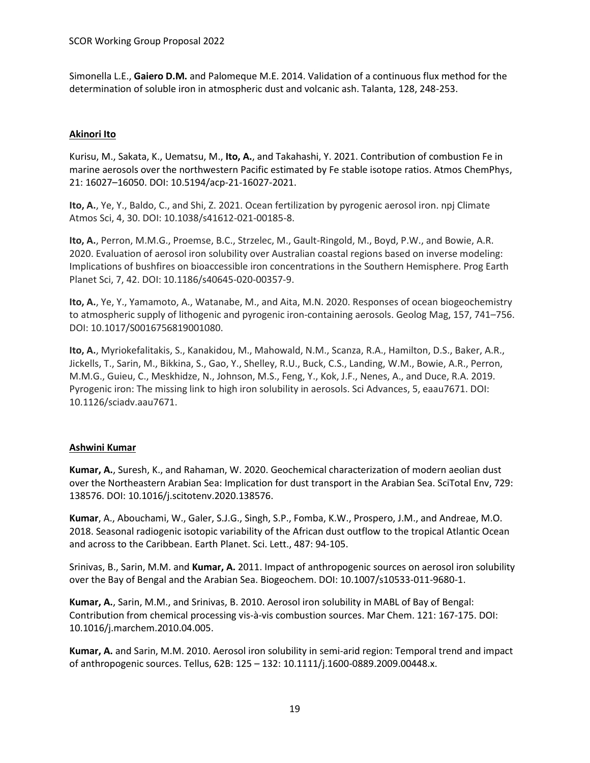Simonella L.E., **Gaiero D.M.** and Palomeque M.E. 2014. Validation of a continuous flux method for the determination of soluble iron in atmospheric dust and volcanic ash. Talanta, 128, 248-253.

## Akinori Ito

Kurisu, M., Sakata, K., Uematsu, M., **Ito, A.**, and Takahashi, Y. 2021. Contribution of combustion Fe in marine aerosols over the northwestern Pacific estimated by Fe stable isotope ratios. Atmos ChemPhys, 21: 16027–16050. DOI: 10.5194/acp-21-16027-2021.

**Ito, A.**, Ye, Y., Baldo, C., and Shi, Z. 2021. Ocean fertilization by pyrogenic aerosol iron. npj Climate Atmos Sci, 4, 30. DOI: 10.1038/s41612-021-00185-8.

**Ito, A.**, Perron, M.M.G., Proemse, B.C., Strzelec, M., Gault-Ringold, M., Boyd, P.W., and Bowie, A.R. 2020. Evaluation of aerosol iron solubility over Australian coastal regions based on inverse modeling: Implications of bushfires on bioaccessible iron concentrations in the Southern Hemisphere. Prog Earth Planet Sci, 7, 42. DOI: 10.1186/s40645-020-00357-9.

**Ito, A.**, Ye, Y., Yamamoto, A., Watanabe, M., and Aita, M.N. 2020. Responses of ocean biogeochemistry to atmospheric supply of lithogenic and pyrogenic iron-containing aerosols. Geolog Mag, 157, 741–756. DOI: 10.1017/S0016756819001080.

**Ito, A.**, Myriokefalitakis, S., Kanakidou, M., Mahowald, N.M., Scanza, R.A., Hamilton, D.S., Baker, A.R., Jickells, T., Sarin, M., Bikkina, S., Gao, Y., Shelley, R.U., Buck, C.S., Landing, W.M., Bowie, A.R., Perron, M.M.G., Guieu, C., Meskhidze, N., Johnson, M.S., Feng, Y., Kok, J.F., Nenes, A., and Duce, R.A. 2019. Pyrogenic iron: The missing link to high iron solubility in aerosols. Sci Advances, 5, eaau7671. DOI: 10.1126/sciadv.aau7671.

## Ashwini Kumar

**Kumar, A.**, Suresh, K., and Rahaman, W. 2020. Geochemical characterization of modern aeolian dust over the Northeastern Arabian Sea: Implication for dust transport in the Arabian Sea. SciTotal Env, 729: 138576. DOI: 10.1016/j.scitotenv.2020.138576.

**Kumar**, A., Abouchami, W., Galer, S.J.G., Singh, S.P., Fomba, K.W., Prospero, J.M., and Andreae, M.O. 2018. Seasonal radiogenic isotopic variability of the African dust outflow to the tropical Atlantic Ocean and across to the Caribbean. Earth Planet. Sci. Lett., 487: 94-105.

Srinivas, B., Sarin, M.M. and **Kumar, A.** 2011. Impact of anthropogenic sources on aerosol iron solubility over the Bay of Bengal and the Arabian Sea. Biogeochem. DOI: 10.1007/s10533-011-9680-1.

**Kumar, A.**, Sarin, M.M., and Srinivas, B. 2010. Aerosol iron solubility in MABL of Bay of Bengal: Contribution from chemical processing vis-à-vis combustion sources. Mar Chem. 121: 167-175. DOI: 10.1016/j.marchem.2010.04.005.

**Kumar, A.** and Sarin, M.M. 2010. Aerosol iron solubility in semi-arid region: Temporal trend and impact of anthropogenic sources. Tellus, 62B: 125 – 132: 10.1111/j.1600-0889.2009.00448.x.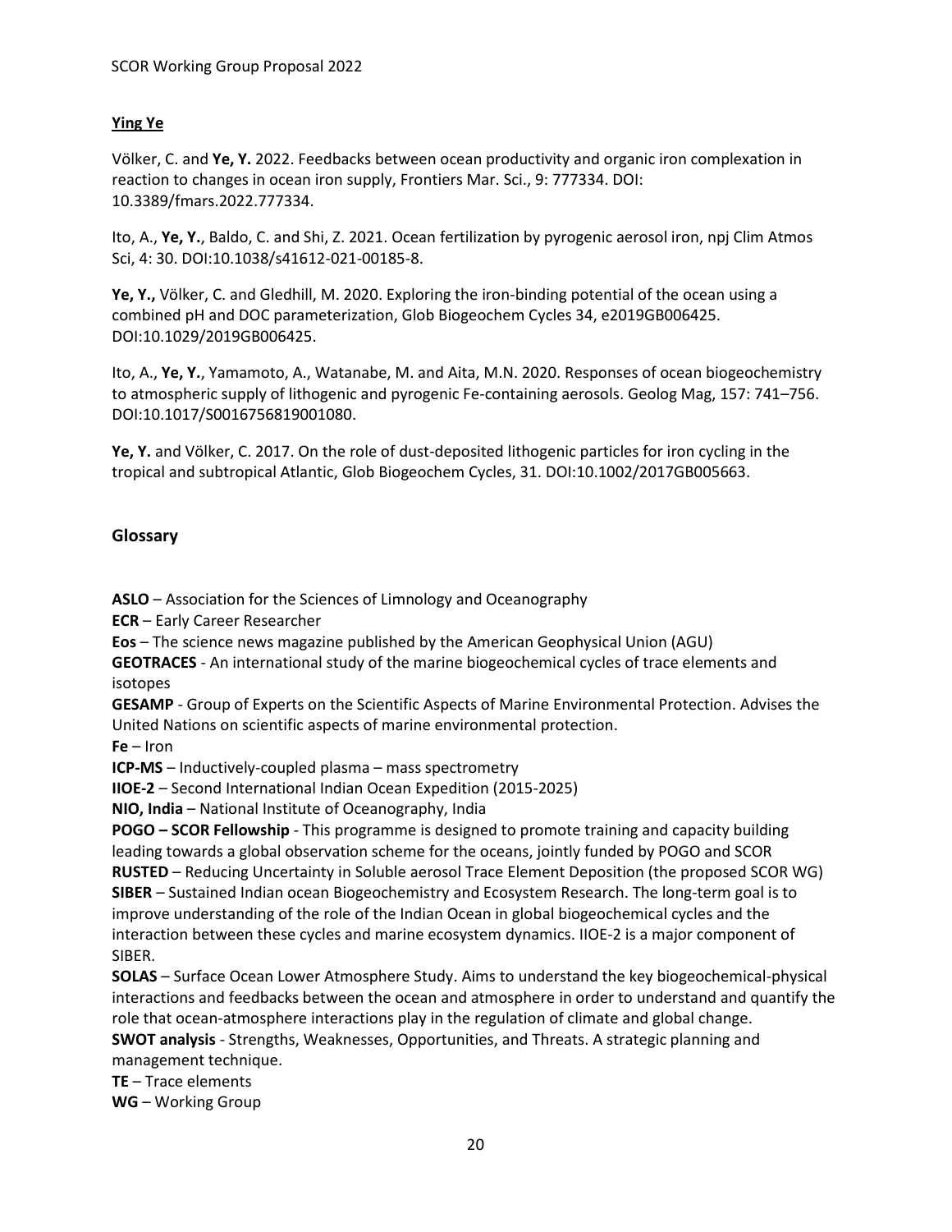**Ying Ye**

Völker, C. and **Ye, Y.** 2022. Feedbacks between ocean productivity and organic iron complexation in reaction to changes in ocean iron supply, Frontiers Mar. Sci., 9: 777334. DOI: 10.3389/fmars.2022.777334.

Ito, A., **Ye, Y.**, Baldo, C. and Shi, Z. 2021. Ocean fertilization by pyrogenic aerosol iron, npj Clim Atmos Sci, 4: 30. DOI:10.1038/s41612-021-00185-8.

**Ye, Y.,** Völker, C. and Gledhill, M. 2020. Exploring the iron-binding potential of the ocean using a combined pH and DOC parameterization, Glob Biogeochem Cycles 34, e2019GB006425. DOI:10.1029/2019GB006425.

Ito, A., **Ye, Y.**, Yamamoto, A., Watanabe, M. and Aita, M.N. 2020. Responses of ocean biogeochemistry to atmospheric supply of lithogenic and pyrogenic Fe-containing aerosols. Geolog Mag, 157: 741–756. DOI:10.1017/S0016756819001080.

**Ye, Y.** and Völker, C. 2017. On the role of dust-deposited lithogenic particles for iron cycling in the tropical and subtropical Atlantic, Glob Biogeochem Cycles, 31. DOI:10.1002/2017GB005663.

## Glossary

**ASLO** – Association for the Sciences of Limnology and Oceanography
**ECR** – Early Career Researcher
**Eos** – The science news magazine published by the American Geophysical Union (AGU)
**GEOTRACES** - An international study of the marine biogeochemical cycles of trace elements and isotopes
**GESAMP** - Group of Experts on the Scientific Aspects of Marine Environmental Protection. Advises the United Nations on scientific aspects of marine environmental protection.
**Fe** – Iron
**ICP-MS** – Inductively-coupled plasma – mass spectrometry
**IIOE-2** – Second International Indian Ocean Expedition (2015-2025)
**NIO, India** – National Institute of Oceanography, India
**POGO – SCOR Fellowship** - This programme is designed to promote training and capacity building leading towards a global observation scheme for the oceans, jointly funded by POGO and SCOR
**RUSTED** – Reducing Uncertainty in Soluble aerosol Trace Element Deposition (the proposed SCOR WG)
**SIBER** – Sustained Indian ocean Biogeochemistry and Ecosystem Research. The long-term goal is to improve understanding of the role of the Indian Ocean in global biogeochemical cycles and the interaction between these cycles and marine ecosystem dynamics. IIOE-2 is a major component of SIBER.
**SOLAS** – Surface Ocean Lower Atmosphere Study. Aims to understand the key biogeochemical-physical interactions and feedbacks between the ocean and atmosphere in order to understand and quantify the role that ocean-atmosphere interactions play in the regulation of climate and global change.
**SWOT analysis** - Strengths, Weaknesses, Opportunities, and Threats. A strategic planning and management technique.
**TE** – Trace elements
**WG** – Working Group